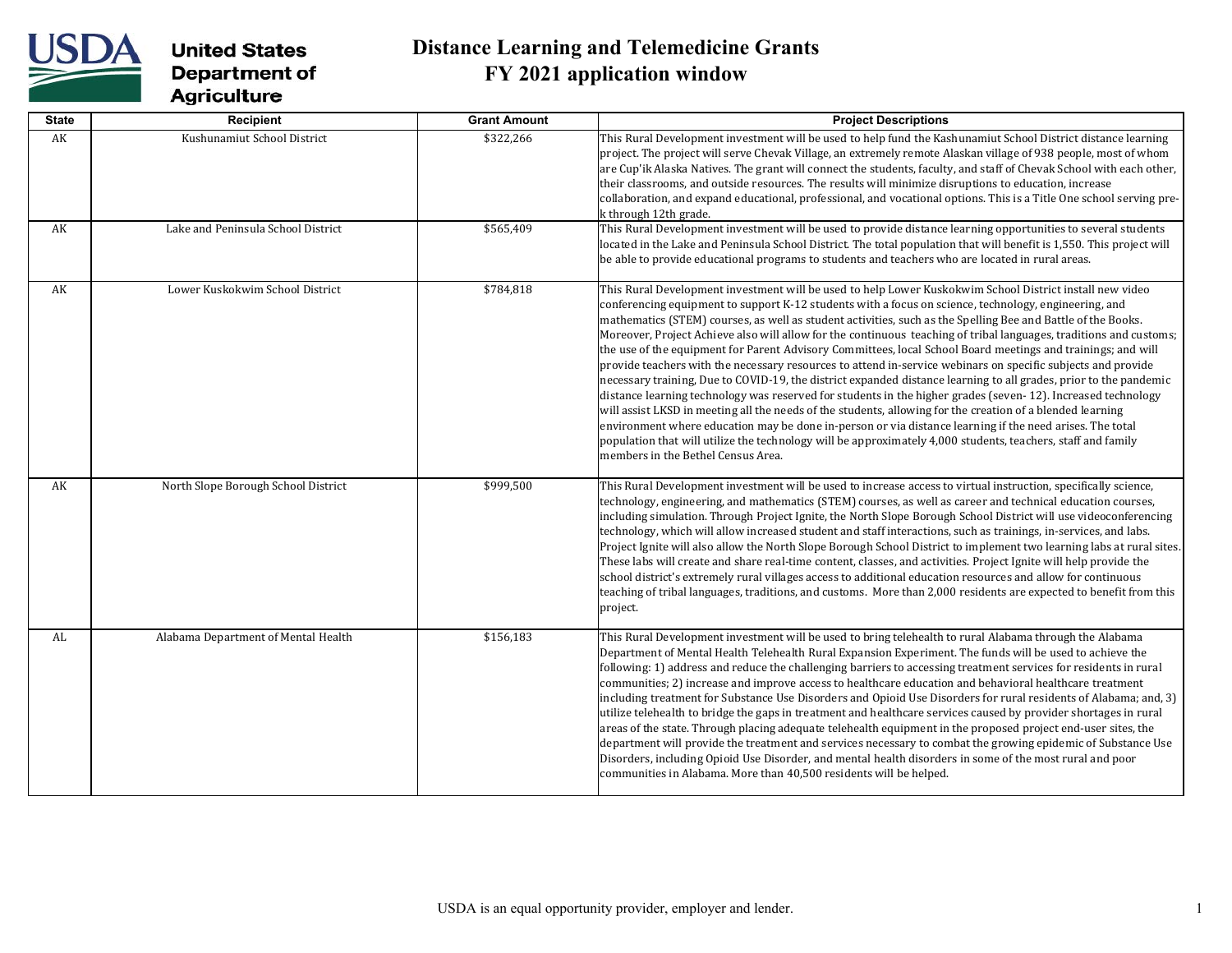# Distance Learning and Telemedicine Grants
## FY 2021 application window

| State | Recipient | Grant Amount | Project Descriptions |
|---|---|---|---|
| AK | Kushunamiut School District | $322,266 | This Rural Development investment will be used to help fund the Kashunamiut School District distance learning project. The project will serve Chevak Village, an extremely remote Alaskan village of 938 people, most of whom are Cup'ik Alaska Natives. The grant will connect the students, faculty, and staff of Chevak School with each other, their classrooms, and outside resources. The results will minimize disruptions to education, increase collaboration, and expand educational, professional, and vocational options. This is a Title One school serving pre-k through 12th grade. |
| AK | Lake and Peninsula School District | $565,409 | This Rural Development investment will be used to provide distance learning opportunities to several students located in the Lake and Peninsula School District. The total population that will benefit is 1,550. This project will be able to provide educational programs to students and teachers who are located in rural areas. |
| AK | Lower Kuskokwim School District | $784,818 | This Rural Development investment will be used to help Lower Kuskokwim School District install new video conferencing equipment to support K-12 students with a focus on science, technology, engineering, and mathematics (STEM) courses, as well as student activities, such as the Spelling Bee and Battle of the Books. Moreover, Project Achieve also will allow for the continuous teaching of tribal languages, traditions and customs; the use of the equipment for Parent Advisory Committees, local School Board meetings and trainings; and will provide teachers with the necessary resources to attend in-service webinars on specific subjects and provide necessary training, Due to COVID-19, the district expanded distance learning to all grades, prior to the pandemic distance learning technology was reserved for students in the higher grades (seven- 12). Increased technology will assist LKSD in meeting all the needs of the students, allowing for the creation of a blended learning environment where education may be done in-person or via distance learning if the need arises. The total population that will utilize the technology will be approximately 4,000 students, teachers, staff and family members in the Bethel Census Area. |
| AK | North Slope Borough School District | $999,500 | This Rural Development investment will be used to increase access to virtual instruction, specifically science, technology, engineering, and mathematics (STEM) courses, as well as career and technical education courses, including simulation. Through Project Ignite, the North Slope Borough School District will use videoconferencing technology, which will allow increased student and staff interactions, such as trainings, in-services, and labs. Project Ignite will also allow the North Slope Borough School District to implement two learning labs at rural sites. These labs will create and share real-time content, classes, and activities. Project Ignite will help provide the school district's extremely rural villages access to additional education resources and allow for continuous teaching of tribal languages, traditions, and customs. More than 2,000 residents are expected to benefit from this project. |
| AL | Alabama Department of Mental Health | $156,183 | This Rural Development investment will be used to bring telehealth to rural Alabama through the Alabama Department of Mental Health Telehealth Rural Expansion Experiment. The funds will be used to achieve the following: 1) address and reduce the challenging barriers to accessing treatment services for residents in rural communities; 2) increase and improve access to healthcare education and behavioral healthcare treatment including treatment for Substance Use Disorders and Opioid Use Disorders for rural residents of Alabama; and, 3) utilize telehealth to bridge the gaps in treatment and healthcare services caused by provider shortages in rural areas of the state. Through placing adequate telehealth equipment in the proposed project end-user sites, the department will provide the treatment and services necessary to combat the growing epidemic of Substance Use Disorders, including Opioid Use Disorder, and mental health disorders in some of the most rural and poor communities in Alabama. More than 40,500 residents will be helped. |

USDA is an equal opportunity provider, employer and lender.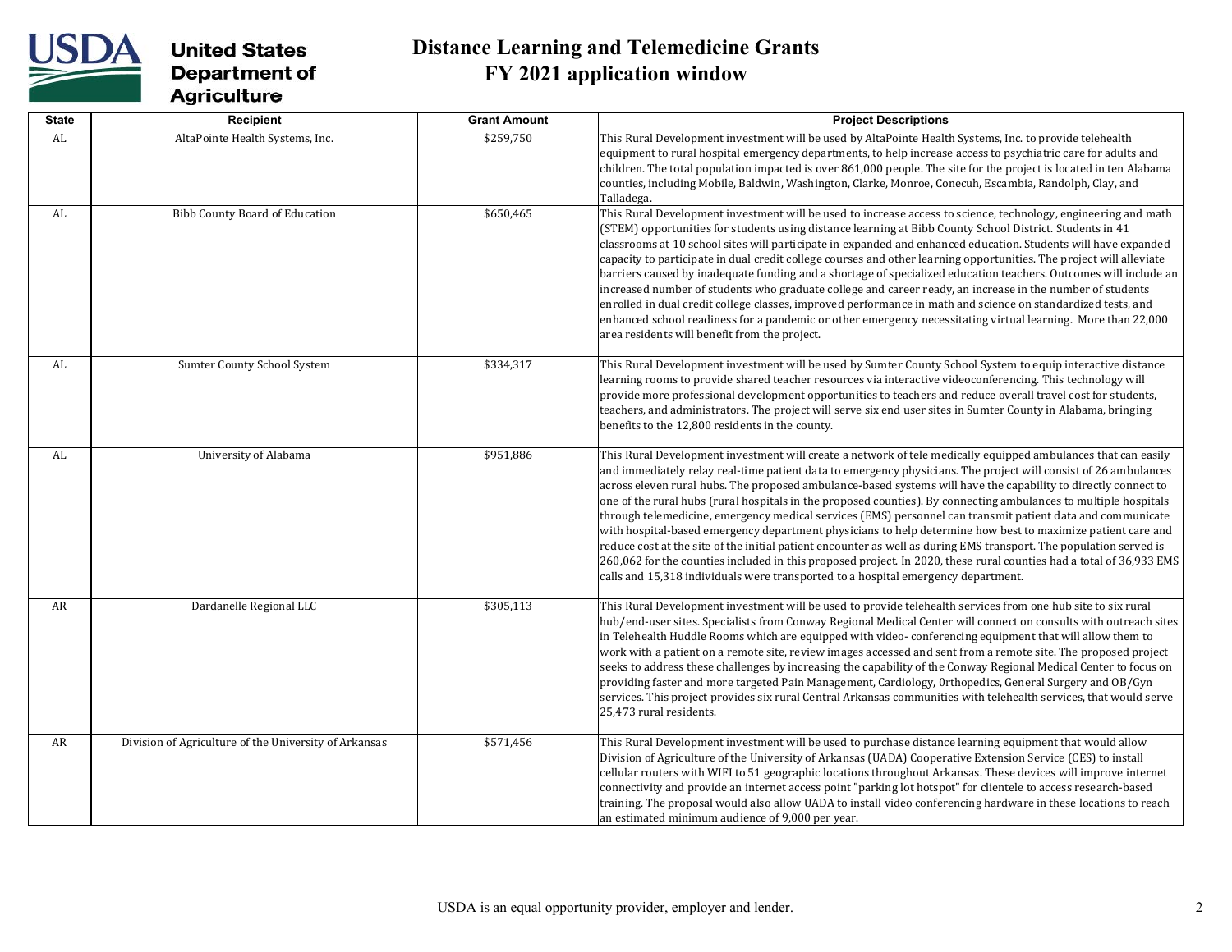# Distance Learning and Telemedicine Grants
## FY 2021 application window

| State | Recipient | Grant Amount | Project Descriptions |
|---|---|---|---|
| AL | AltaPointe Health Systems, Inc. | $259,750 | This Rural Development investment will be used by AltaPointe Health Systems, Inc. to provide telehealth equipment to rural hospital emergency departments, to help increase access to psychiatric care for adults and children. The total population impacted is over 861,000 people. The site for the project is located in ten Alabama counties, including Mobile, Baldwin, Washington, Clarke, Monroe, Conecuh, Escambia, Randolph, Clay, and Talladega. |
| AL | Bibb County Board of Education | $650,465 | This Rural Development investment will be used to increase access to science, technology, engineering and math (STEM) opportunities for students using distance learning at Bibb County School District. Students in 41 classrooms at 10 school sites will participate in expanded and enhanced education. Students will have expanded capacity to participate in dual credit college courses and other learning opportunities. The project will alleviate barriers caused by inadequate funding and a shortage of specialized education teachers. Outcomes will include an increased number of students who graduate college and career ready, an increase in the number of students enrolled in dual credit college classes, improved performance in math and science on standardized tests, and enhanced school readiness for a pandemic or other emergency necessitating virtual learning. More than 22,000 area residents will benefit from the project. |
| AL | Sumter County School System | $334,317 | This Rural Development investment will be used by Sumter County School System to equip interactive distance learning rooms to provide shared teacher resources via interactive videoconferencing. This technology will provide more professional development opportunities to teachers and reduce overall travel cost for students, teachers, and administrators. The project will serve six end user sites in Sumter County in Alabama, bringing benefits to the 12,800 residents in the county. |
| AL | University of Alabama | $951,886 | This Rural Development investment will create a network of tele medically equipped ambulances that can easily and immediately relay real-time patient data to emergency physicians. The project will consist of 26 ambulances across eleven rural hubs. The proposed ambulance-based systems will have the capability to directly connect to one of the rural hubs (rural hospitals in the proposed counties). By connecting ambulances to multiple hospitals through telemedicine, emergency medical services (EMS) personnel can transmit patient data and communicate with hospital-based emergency department physicians to help determine how best to maximize patient care and reduce cost at the site of the initial patient encounter as well as during EMS transport. The population served is 260,062 for the counties included in this proposed project. In 2020, these rural counties had a total of 36,933 EMS calls and 15,318 individuals were transported to a hospital emergency department. |
| AR | Dardanelle Regional LLC | $305,113 | This Rural Development investment will be used to provide telehealth services from one hub site to six rural hub/end-user sites. Specialists from Conway Regional Medical Center will connect on consults with outreach sites in Telehealth Huddle Rooms which are equipped with video- conferencing equipment that will allow them to work with a patient on a remote site, review images accessed and sent from a remote site. The proposed project seeks to address these challenges by increasing the capability of the Conway Regional Medical Center to focus on providing faster and more targeted Pain Management, Cardiology, 0rthopedics, General Surgery and OB/Gyn services. This project provides six rural Central Arkansas communities with telehealth services, that would serve 25,473 rural residents. |
| AR | Division of Agriculture of the University of Arkansas | $571,456 | This Rural Development investment will be used to purchase distance learning equipment that would allow Division of Agriculture of the University of Arkansas (UADA) Cooperative Extension Service (CES) to install cellular routers with WIFI to 51 geographic locations throughout Arkansas. These devices will improve internet connectivity and provide an internet access point "parking lot hotspot" for clientele to access research-based training. The proposal would also allow UADA to install video conferencing hardware in these locations to reach an estimated minimum audience of 9,000 per year. |

USDA is an equal opportunity provider, employer and lender.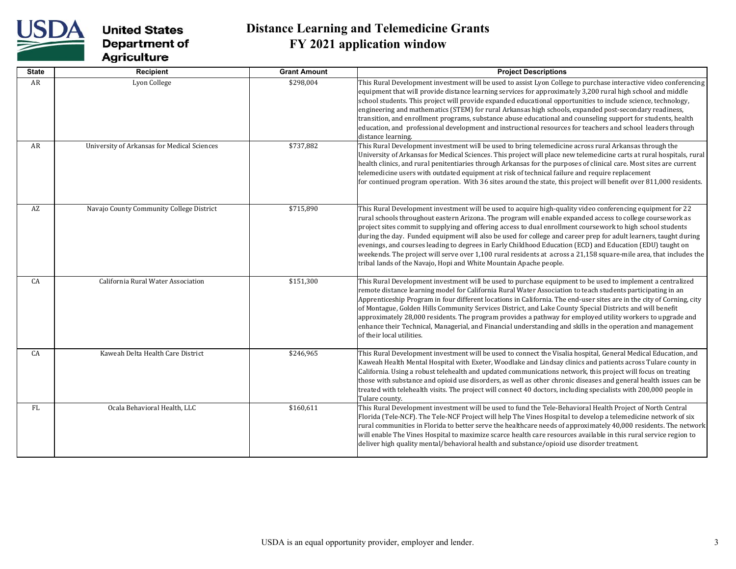# Distance Learning and Telemedicine Grants
## FY 2021 application window

| State | Recipient | Grant Amount | Project Descriptions |
|---|---|---|---|
| AR | Lyon College | $298,004 | This Rural Development investment will be used to assist Lyon College to purchase interactive video conferencing equipment that will provide distance learning services for approximately 3,200 rural high school and middle school students. This project will provide expanded educational opportunities to include science, technology, engineering and mathematics (STEM) for rural Arkansas high schools, expanded post-secondary readiness, transition, and enrollment programs, substance abuse educational and counseling support for students, health education, and professional development and instructional resources for teachers and school leaders through distance learning. |
| AR | University of Arkansas for Medical Sciences | $737,882 | This Rural Development investment will be used to bring telemedicine across rural Arkansas through the University of Arkansas for Medical Sciences. This project will place new telemedicine carts at rural hospitals, rural health clinics, and rural penitentiaries through Arkansas for the purposes of clinical care. Most sites are current telemedicine users with outdated equipment at risk of technical failure and require replacement for continued program operation. With 36 sites around the state, this project will benefit over 811,000 residents. |
| AZ | Navajo County Community College District | $715,890 | This Rural Development investment will be used to acquire high-quality video conferencing equipment for 22 rural schools throughout eastern Arizona. The program will enable expanded access to college coursework as project sites commit to supplying and offering access to dual enrollment coursework to high school students during the day. Funded equipment will also be used for college and career prep for adult learners, taught during evenings, and courses leading to degrees in Early Childhood Education (ECD) and Education (EDU) taught on weekends. The project will serve over 1,100 rural residents at across a 21,158 square-mile area, that includes the tribal lands of the Navajo, Hopi and White Mountain Apache people. |
| CA | California Rural Water Association | $151,300 | This Rural Development investment will be used to purchase equipment to be used to implement a centralized remote distance learning model for California Rural Water Association to teach students participating in an Apprenticeship Program in four different locations in California. The end-user sites are in the city of Corning, city of Montague, Golden Hills Community Services District, and Lake County Special Districts and will benefit approximately 28,000 residents. The program provides a pathway for employed utility workers to upgrade and enhance their Technical, Managerial, and Financial understanding and skills in the operation and management of their local utilities. |
| CA | Kaweah Delta Health Care District | $246,965 | This Rural Development investment will be used to connect the Visalia hospital, General Medical Education, and Kaweah Health Mental Hospital with Exeter, Woodlake and Lindsay clinics and patients across Tulare county in California. Using a robust telehealth and updated communications network, this project will focus on treating those with substance and opioid use disorders, as well as other chronic diseases and general health issues can be treated with telehealth visits. The project will connect 40 doctors, including specialists with 200,000 people in Tulare county. |
| FL | Ocala Behavioral Health, LLC | $160,611 | This Rural Development investment will be used to fund the Tele-Behavioral Health Project of North Central Florida (Tele-NCF). The Tele-NCF Project will help The Vines Hospital to develop a telemedicine network of six rural communities in Florida to better serve the healthcare needs of approximately 40,000 residents. The network will enable The Vines Hospital to maximize scarce health care resources available in this rural service region to deliver high quality mental/behavioral health and substance/opioid use disorder treatment. |

USDA is an equal opportunity provider, employer and lender.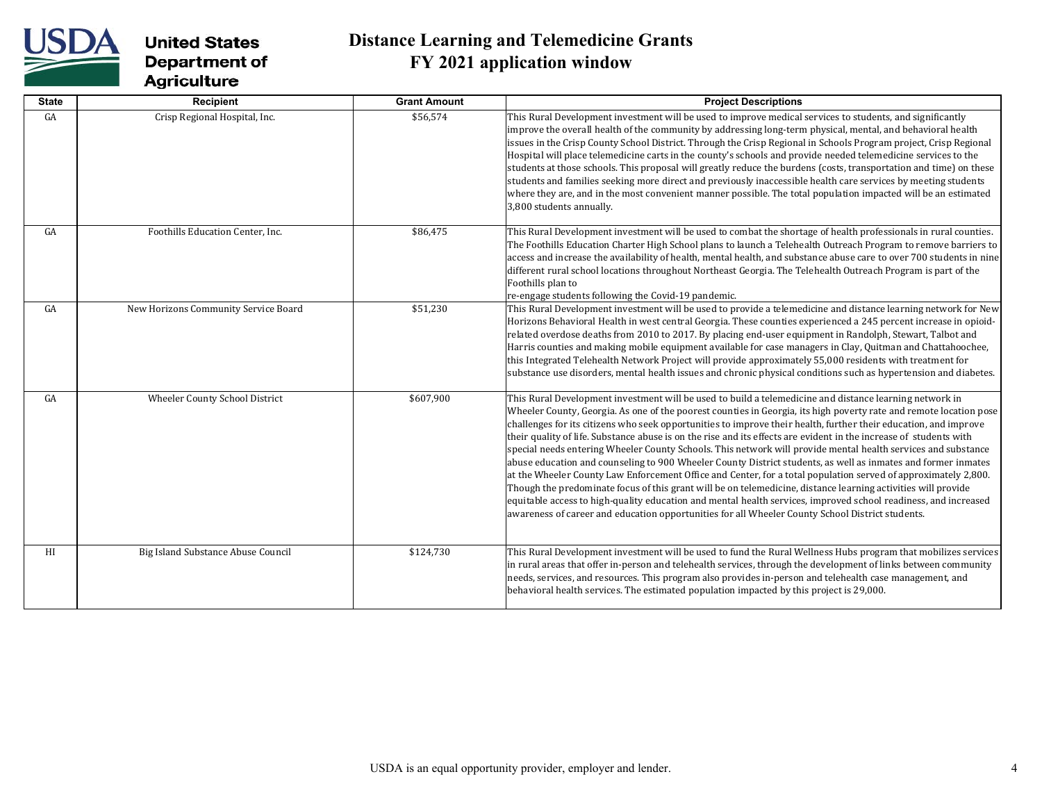# Distance Learning and Telemedicine Grants
## FY 2021 application window

| State | Recipient | Grant Amount | Project Descriptions |
|---|---|---|---|
| GA | Crisp Regional Hospital, Inc. | $56,574 | This Rural Development investment will be used to improve medical services to students, and significantly improve the overall health of the community by addressing long-term physical, mental, and behavioral health issues in the Crisp County School District. Through the Crisp Regional in Schools Program project, Crisp Regional Hospital will place telemedicine carts in the county's schools and provide needed telemedicine services to the students at those schools. This proposal will greatly reduce the burdens (costs, transportation and time) on these students and families seeking more direct and previously inaccessible health care services by meeting students where they are, and in the most convenient manner possible. The total population impacted will be an estimated 3,800 students annually. |
| GA | Foothills Education Center, Inc. | $86,475 | This Rural Development investment will be used to combat the shortage of health professionals in rural counties. The Foothills Education Charter High School plans to launch a Telehealth Outreach Program to remove barriers to access and increase the availability of health, mental health, and substance abuse care to over 700 students in nine different rural school locations throughout Northeast Georgia. The Telehealth Outreach Program is part of the Foothills plan to re-engage students following the Covid-19 pandemic. |
| GA | New Horizons Community Service Board | $51,230 | This Rural Development investment will be used to provide a telemedicine and distance learning network for New Horizons Behavioral Health in west central Georgia. These counties experienced a 245 percent increase in opioid-related overdose deaths from 2010 to 2017. By placing end-user equipment in Randolph, Stewart, Talbot and Harris counties and making mobile equipment available for case managers in Clay, Quitman and Chattahoochee, this Integrated Telehealth Network Project will provide approximately 55,000 residents with treatment for substance use disorders, mental health issues and chronic physical conditions such as hypertension and diabetes. |
| GA | Wheeler County School District | $607,900 | This Rural Development investment will be used to build a telemedicine and distance learning network in Wheeler County, Georgia. As one of the poorest counties in Georgia, its high poverty rate and remote location pose challenges for its citizens who seek opportunities to improve their health, further their education, and improve their quality of life. Substance abuse is on the rise and its effects are evident in the increase of students with special needs entering Wheeler County Schools. This network will provide mental health services and substance abuse education and counseling to 900 Wheeler County District students, as well as inmates and former inmates at the Wheeler County Law Enforcement Office and Center, for a total population served of approximately 2,800. Though the predominate focus of this grant will be on telemedicine, distance learning activities will provide equitable access to high-quality education and mental health services, improved school readiness, and increased awareness of career and education opportunities for all Wheeler County School District students. |
| HI | Big Island Substance Abuse Council | $124,730 | This Rural Development investment will be used to fund the Rural Wellness Hubs program that mobilizes services in rural areas that offer in-person and telehealth services, through the development of links between community needs, services, and resources. This program also provides in-person and telehealth case management, and behavioral health services. The estimated population impacted by this project is 29,000. |

USDA is an equal opportunity provider, employer and lender.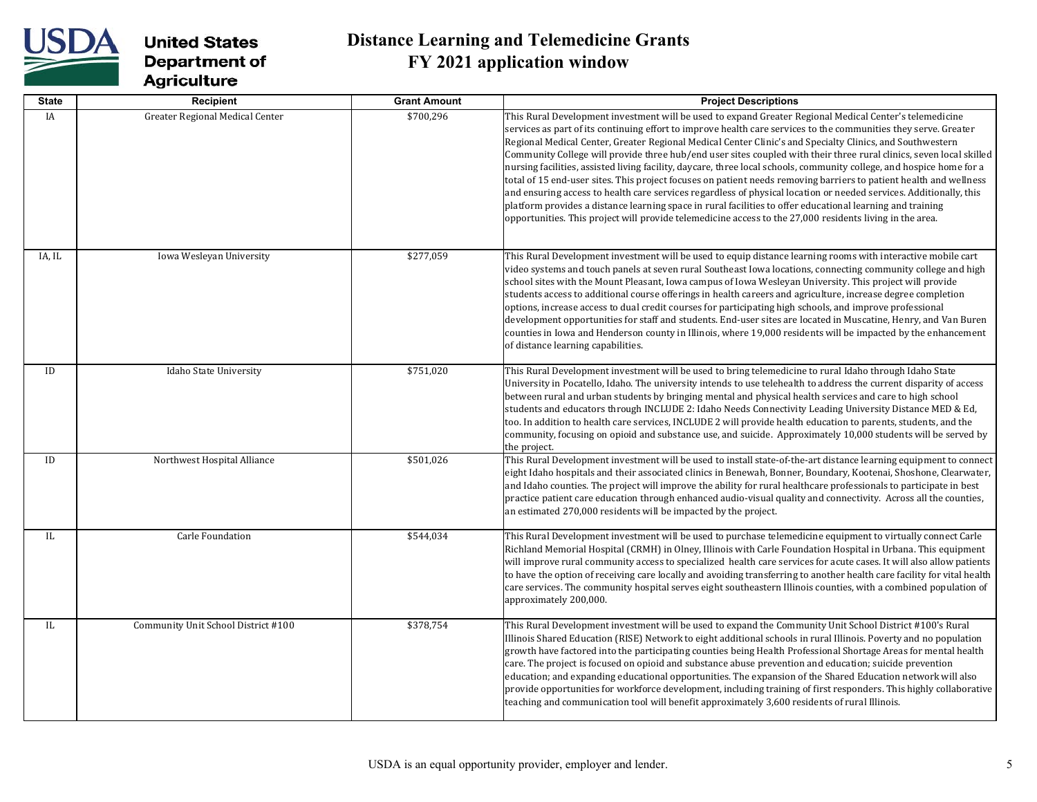# Distance Learning and Telemedicine Grants
# FY 2021 application window

| State | Recipient | Grant Amount | Project Descriptions |
|---|---|---|---|
| IA | Greater Regional Medical Center | $700,296 | This Rural Development investment will be used to expand Greater Regional Medical Center's telemedicine services as part of its continuing effort to improve health care services to the communities they serve. Greater Regional Medical Center, Greater Regional Medical Center Clinic's and Specialty Clinics, and Southwestern Community College will provide three hub/end user sites coupled with their three rural clinics, seven local skilled nursing facilities, assisted living facility, daycare, three local schools, community college, and hospice home for a total of 15 end-user sites. This project focuses on patient needs removing barriers to patient health and wellness and ensuring access to health care services regardless of physical location or needed services. Additionally, this platform provides a distance learning space in rural facilities to offer educational learning and training opportunities. This project will provide telemedicine access to the 27,000 residents living in the area. |
| IA, IL | Iowa Wesleyan University | $277,059 | This Rural Development investment will be used to equip distance learning rooms with interactive mobile cart video systems and touch panels at seven rural Southeast Iowa locations, connecting community college and high school sites with the Mount Pleasant, Iowa campus of Iowa Wesleyan University. This project will provide students access to additional course offerings in health careers and agriculture, increase degree completion options, increase access to dual credit courses for participating high schools, and improve professional development opportunities for staff and students. End-user sites are located in Muscatine, Henry, and Van Buren counties in Iowa and Henderson county in Illinois, where 19,000 residents will be impacted by the enhancement of distance learning capabilities. |
| ID | Idaho State University | $751,020 | This Rural Development investment will be used to bring telemedicine to rural Idaho through Idaho State University in Pocatello, Idaho. The university intends to use telehealth to address the current disparity of access between rural and urban students by bringing mental and physical health services and care to high school students and educators through INCLUDE 2: Idaho Needs Connectivity Leading University Distance MED & Ed, too. In addition to health care services, INCLUDE 2 will provide health education to parents, students, and the community, focusing on opioid and substance use, and suicide. Approximately 10,000 students will be served by the project. |
| ID | Northwest Hospital Alliance | $501,026 | This Rural Development investment will be used to install state-of-the-art distance learning equipment to connect eight Idaho hospitals and their associated clinics in Benewah, Bonner, Boundary, Kootenai, Shoshone, Clearwater, and Idaho counties. The project will improve the ability for rural healthcare professionals to participate in best practice patient care education through enhanced audio-visual quality and connectivity. Across all the counties, an estimated 270,000 residents will be impacted by the project. |
| IL | Carle Foundation | $544,034 | This Rural Development investment will be used to purchase telemedicine equipment to virtually connect Carle Richland Memorial Hospital (CRMH) in Olney, Illinois with Carle Foundation Hospital in Urbana. This equipment will improve rural community access to specialized health care services for acute cases. It will also allow patients to have the option of receiving care locally and avoiding transferring to another health care facility for vital health care services. The community hospital serves eight southeastern Illinois counties, with a combined population of approximately 200,000. |
| IL | Community Unit School District #100 | $378,754 | This Rural Development investment will be used to expand the Community Unit School District #100's Rural Illinois Shared Education (RISE) Network to eight additional schools in rural Illinois. Poverty and no population growth have factored into the participating counties being Health Professional Shortage Areas for mental health care. The project is focused on opioid and substance abuse prevention and education; suicide prevention education; and expanding educational opportunities. The expansion of the Shared Education network will also provide opportunities for workforce development, including training of first responders. This highly collaborative teaching and communication tool will benefit approximately 3,600 residents of rural Illinois. |

USDA is an equal opportunity provider, employer and lender.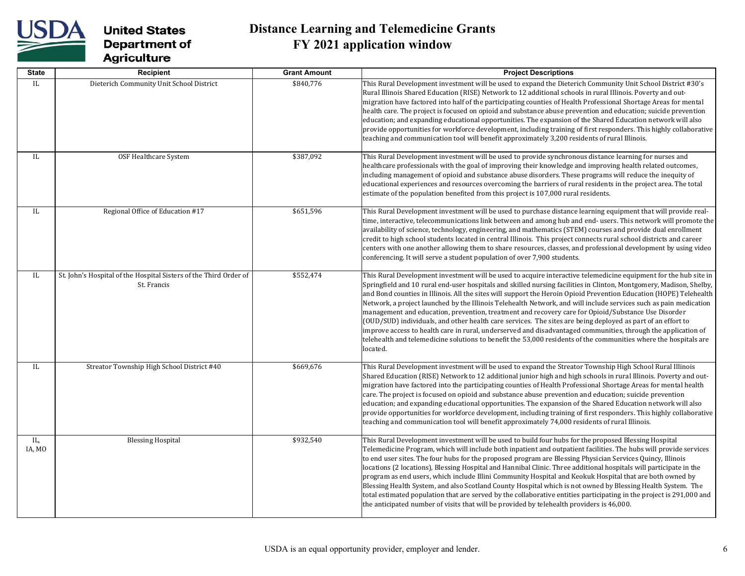# Distance Learning and Telemedicine Grants
## FY 2021 application window

| State | Recipient | Grant Amount | Project Descriptions |
|---|---|---|---|
| IL | Dieterich Community Unit School District | $840,776 | This Rural Development investment will be used to expand the Dieterich Community Unit School District #30's Rural Illinois Shared Education (RISE) Network to 12 additional schools in rural Illinois. Poverty and out-migration have factored into half of the participating counties of Health Professional Shortage Areas for mental health care. The project is focused on opioid and substance abuse prevention and education; suicide prevention education; and expanding educational opportunities. The expansion of the Shared Education network will also provide opportunities for workforce development, including training of first responders. This highly collaborative teaching and communication tool will benefit approximately 3,200 residents of rural Illinois. |
| IL | OSF Healthcare System | $387,092 | This Rural Development investment will be used to provide synchronous distance learning for nurses and healthcare professionals with the goal of improving their knowledge and improving health related outcomes, including management of opioid and substance abuse disorders. These programs will reduce the inequity of educational experiences and resources overcoming the barriers of rural residents in the project area. The total estimate of the population benefited from this project is 107,000 rural residents. |
| IL | Regional Office of Education #17 | $651,596 | This Rural Development investment will be used to purchase distance learning equipment that will provide real-time, interactive, telecommunications link between and among hub and end- users. This network will promote the availability of science, technology, engineering, and mathematics (STEM) courses and provide dual enrollment credit to high school students located in central Illinois. This project connects rural school districts and career centers with one another allowing them to share resources, classes, and professional development by using video conferencing. It will serve a student population of over 7,900 students. |
| IL | St. John's Hospital of the Hospital Sisters of the Third Order of St. Francis | $552,474 | This Rural Development investment will be used to acquire interactive telemedicine equipment for the hub site in Springfield and 10 rural end-user hospitals and skilled nursing facilities in Clinton, Montgomery, Madison, Shelby, and Bond counties in Illinois. All the sites will support the Heroin Opioid Prevention Education (HOPE) Telehealth Network, a project launched by the Illinois Telehealth Network, and will include services such as pain medication management and education, prevention, treatment and recovery care for Opioid/Substance Use Disorder (OUD/SUD) individuals, and other health care services. The sites are being deployed as part of an effort to improve access to health care in rural, underserved and disadvantaged communities, through the application of telehealth and telemedicine solutions to benefit the 53,000 residents of the communities where the hospitals are located. |
| IL | Streator Township High School District #40 | $669,676 | This Rural Development investment will be used to expand the Streator Township High School Rural Illinois Shared Education (RISE) Network to 12 additional junior high and high schools in rural Illinois. Poverty and out-migration have factored into the participating counties of Health Professional Shortage Areas for mental health care. The project is focused on opioid and substance abuse prevention and education; suicide prevention education; and expanding educational opportunities. The expansion of the Shared Education network will also provide opportunities for workforce development, including training of first responders. This highly collaborative teaching and communication tool will benefit approximately 74,000 residents of rural Illinois. |
| IL, IA, MO | Blessing Hospital | $932,540 | This Rural Development investment will be used to build four hubs for the proposed Blessing Hospital Telemedicine Program, which will include both inpatient and outpatient facilities. The hubs will provide services to end user sites. The four hubs for the proposed program are Blessing Physician Services Quincy, Illinois locations (2 locations), Blessing Hospital and Hannibal Clinic. Three additional hospitals will participate in the program as end users, which include Illini Community Hospital and Keokuk Hospital that are both owned by Blessing Health System, and also Scotland County Hospital which is not owned by Blessing Health System. The total estimated population that are served by the collaborative entities participating in the project is 291,000 and the anticipated number of visits that will be provided by telehealth providers is 46,000. |

USDA is an equal opportunity provider, employer and lender.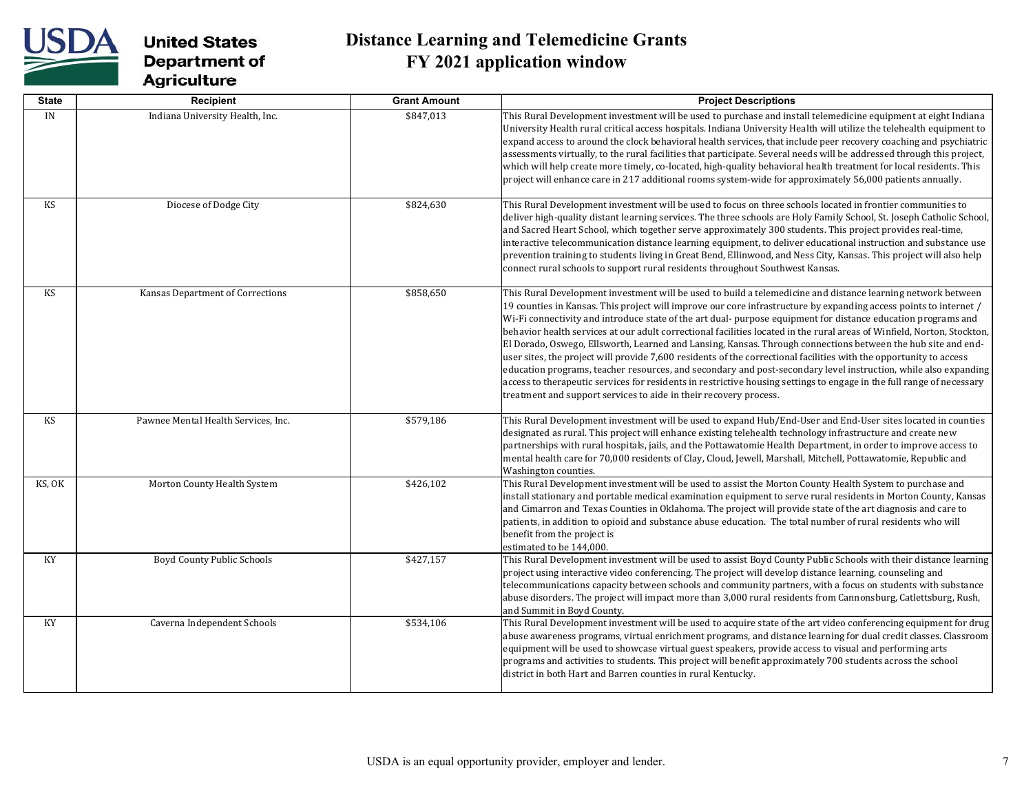# Distance Learning and Telemedicine Grants
## FY 2021 application window

| State | Recipient | Grant Amount | Project Descriptions |
|---|---|---|---|
| IN | Indiana University Health, Inc. | $847,013 | This Rural Development investment will be used to purchase and install telemedicine equipment at eight Indiana University Health rural critical access hospitals. Indiana University Health will utilize the telehealth equipment to expand access to around the clock behavioral health services, that include peer recovery coaching and psychiatric assessments virtually, to the rural facilities that participate. Several needs will be addressed through this project, which will help create more timely, co-located, high-quality behavioral health treatment for local residents. This project will enhance care in 217 additional rooms system-wide for approximately 56,000 patients annually. |
| KS | Diocese of Dodge City | $824,630 | This Rural Development investment will be used to focus on three schools located in frontier communities to deliver high-quality distant learning services. The three schools are Holy Family School, St. Joseph Catholic School, and Sacred Heart School, which together serve approximately 300 students. This project provides real-time, interactive telecommunication distance learning equipment, to deliver educational instruction and substance use prevention training to students living in Great Bend, Ellinwood, and Ness City, Kansas. This project will also help connect rural schools to support rural residents throughout Southwest Kansas. |
| KS | Kansas Department of Corrections | $858,650 | This Rural Development investment will be used to build a telemedicine and distance learning network between 19 counties in Kansas. This project will improve our core infrastructure by expanding access points to internet / Wi-Fi connectivity and introduce state of the art dual- purpose equipment for distance education programs and behavior health services at our adult correctional facilities located in the rural areas of Winfield, Norton, Stockton, El Dorado, Oswego, Ellsworth, Learned and Lansing, Kansas. Through connections between the hub site and end-user sites, the project will provide 7,600 residents of the correctional facilities with the opportunity to access education programs, teacher resources, and secondary and post-secondary level instruction, while also expanding access to therapeutic services for residents in restrictive housing settings to engage in the full range of necessary treatment and support services to aide in their recovery process. |
| KS | Pawnee Mental Health Services, Inc. | $579,186 | This Rural Development investment will be used to expand Hub/End-User and End-User sites located in counties designated as rural. This project will enhance existing telehealth technology infrastructure and create new partnerships with rural hospitals, jails, and the Pottawatomie Health Department, in order to improve access to mental health care for 70,000 residents of Clay, Cloud, Jewell, Marshall, Mitchell, Pottawatomie, Republic and Washington counties. |
| KS, OK | Morton County Health System | $426,102 | This Rural Development investment will be used to assist the Morton County Health System to purchase and install stationary and portable medical examination equipment to serve rural residents in Morton County, Kansas and Cimarron and Texas Counties in Oklahoma. The project will provide state of the art diagnosis and care to patients, in addition to opioid and substance abuse education. The total number of rural residents who will benefit from the project is estimated to be 144,000. |
| KY | Boyd County Public Schools | $427,157 | This Rural Development investment will be used to assist Boyd County Public Schools with their distance learning project using interactive video conferencing. The project will develop distance learning, counseling and telecommunications capacity between schools and community partners, with a focus on students with substance abuse disorders. The project will impact more than 3,000 rural residents from Cannonsburg, Catlettsburg, Rush, and Summit in Boyd County. |
| KY | Caverna Independent Schools | $534,106 | This Rural Development investment will be used to acquire state of the art video conferencing equipment for drug abuse awareness programs, virtual enrichment programs, and distance learning for dual credit classes. Classroom equipment will be used to showcase virtual guest speakers, provide access to visual and performing arts programs and activities to students. This project will benefit approximately 700 students across the school district in both Hart and Barren counties in rural Kentucky. |

USDA is an equal opportunity provider, employer and lender.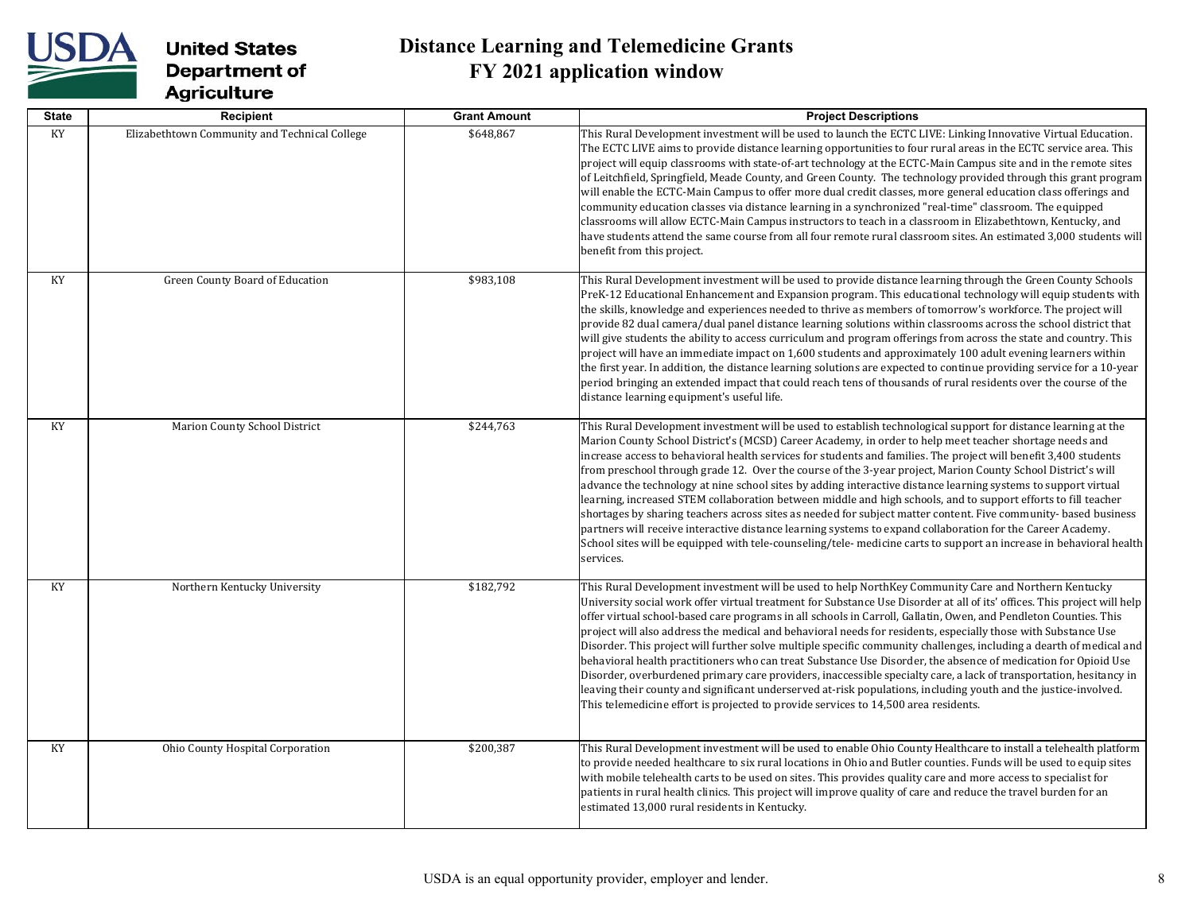# Distance Learning and Telemedicine Grants
## FY 2021 application window

| State | Recipient | Grant Amount | Project Descriptions |
|---|---|---|---|
| KY | Elizabethtown Community and Technical College | $648,867 | This Rural Development investment will be used to launch the ECTC LIVE: Linking Innovative Virtual Education. The ECTC LIVE aims to provide distance learning opportunities to four rural areas in the ECTC service area. This project will equip classrooms with state-of-art technology at the ECTC-Main Campus site and in the remote sites of Leitchfield, Springfield, Meade County, and Green County. The technology provided through this grant program will enable the ECTC-Main Campus to offer more dual credit classes, more general education class offerings and community education classes via distance learning in a synchronized "real-time" classroom. The equipped classrooms will allow ECTC-Main Campus instructors to teach in a classroom in Elizabethtown, Kentucky, and have students attend the same course from all four remote rural classroom sites. An estimated 3,000 students will benefit from this project. |
| KY | Green County Board of Education | $983,108 | This Rural Development investment will be used to provide distance learning through the Green County Schools PreK-12 Educational Enhancement and Expansion program. This educational technology will equip students with the skills, knowledge and experiences needed to thrive as members of tomorrow's workforce. The project will provide 82 dual camera/dual panel distance learning solutions within classrooms across the school district that will give students the ability to access curriculum and program offerings from across the state and country. This project will have an immediate impact on 1,600 students and approximately 100 adult evening learners within the first year. In addition, the distance learning solutions are expected to continue providing service for a 10-year period bringing an extended impact that could reach tens of thousands of rural residents over the course of the distance learning equipment's useful life. |
| KY | Marion County School District | $244,763 | This Rural Development investment will be used to establish technological support for distance learning at the Marion County School District's (MCSD) Career Academy, in order to help meet teacher shortage needs and increase access to behavioral health services for students and families. The project will benefit 3,400 students from preschool through grade 12. Over the course of the 3-year project, Marion County School District's will advance the technology at nine school sites by adding interactive distance learning systems to support virtual learning, increased STEM collaboration between middle and high schools, and to support efforts to fill teacher shortages by sharing teachers across sites as needed for subject matter content. Five community- based business partners will receive interactive distance learning systems to expand collaboration for the Career Academy. School sites will be equipped with tele-counseling/tele- medicine carts to support an increase in behavioral health services. |
| KY | Northern Kentucky University | $182,792 | This Rural Development investment will be used to help NorthKey Community Care and Northern Kentucky University social work offer virtual treatment for Substance Use Disorder at all of its' offices. This project will help offer virtual school-based care programs in all schools in Carroll, Gallatin, Owen, and Pendleton Counties. This project will also address the medical and behavioral needs for residents, especially those with Substance Use Disorder. This project will further solve multiple specific community challenges, including a dearth of medical and behavioral health practitioners who can treat Substance Use Disorder, the absence of medication for Opioid Use Disorder, overburdened primary care providers, inaccessible specialty care, a lack of transportation, hesitancy in leaving their county and significant underserved at-risk populations, including youth and the justice-involved. This telemedicine effort is projected to provide services to 14,500 area residents. |
| KY | Ohio County Hospital Corporation | $200,387 | This Rural Development investment will be used to enable Ohio County Healthcare to install a telehealth platform to provide needed healthcare to six rural locations in Ohio and Butler counties. Funds will be used to equip sites with mobile telehealth carts to be used on sites. This provides quality care and more access to specialist for patients in rural health clinics. This project will improve quality of care and reduce the travel burden for an estimated 13,000 rural residents in Kentucky. |

USDA is an equal opportunity provider, employer and lender.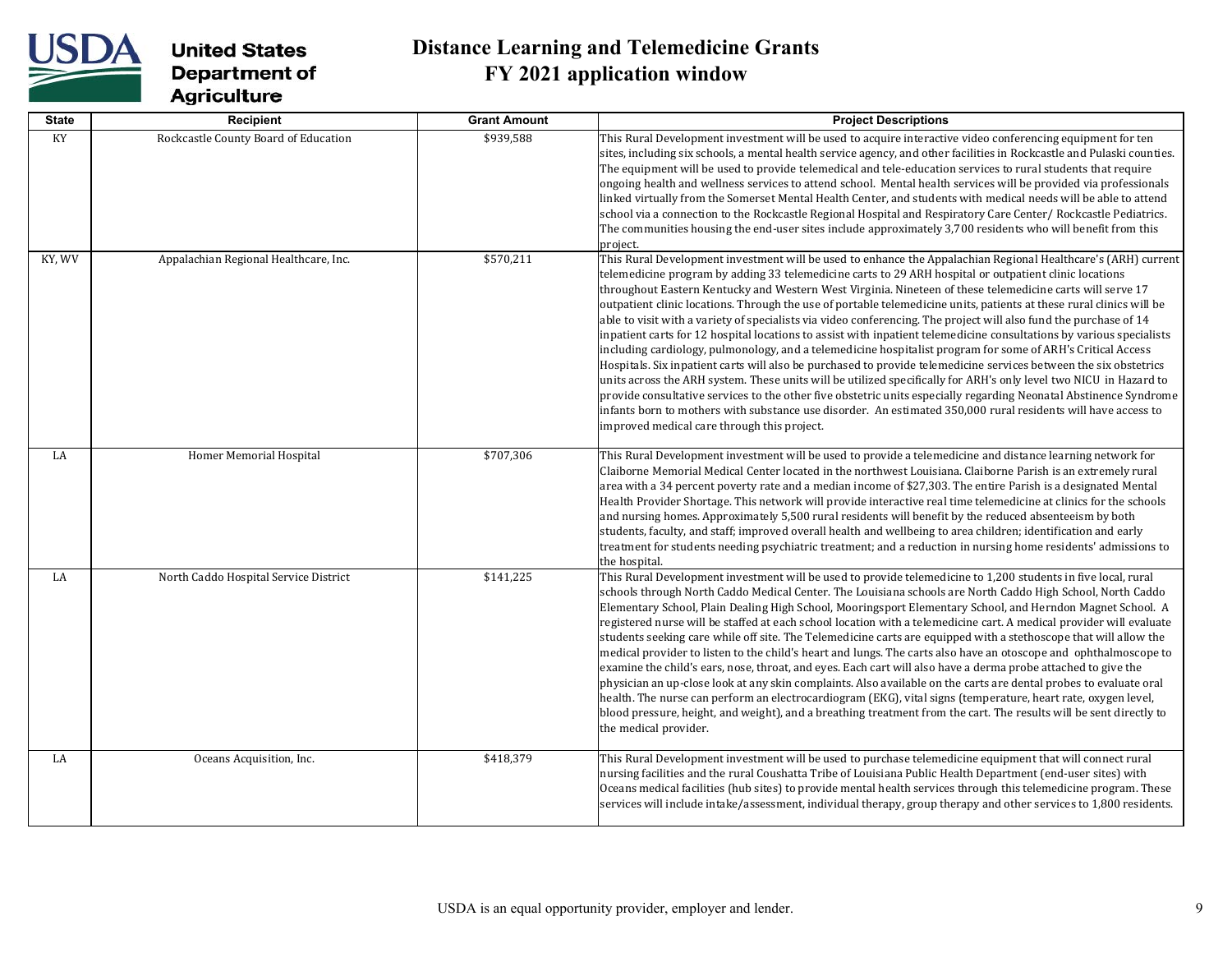# Distance Learning and Telemedicine Grants
## FY 2021 application window

| State | Recipient | Grant Amount | Project Descriptions |
|---|---|---|---|
| KY | Rockcastle County Board of Education | $939,588 | This Rural Development investment will be used to acquire interactive video conferencing equipment for ten sites, including six schools, a mental health service agency, and other facilities in Rockcastle and Pulaski counties. The equipment will be used to provide telemedical and tele-education services to rural students that require ongoing health and wellness services to attend school. Mental health services will be provided via professionals linked virtually from the Somerset Mental Health Center, and students with medical needs will be able to attend school via a connection to the Rockcastle Regional Hospital and Respiratory Care Center/ Rockcastle Pediatrics. The communities housing the end-user sites include approximately 3,700 residents who will benefit from this project. |
| KY, WV | Appalachian Regional Healthcare, Inc. | $570,211 | This Rural Development investment will be used to enhance the Appalachian Regional Healthcare's (ARH) current telemedicine program by adding 33 telemedicine carts to 29 ARH hospital or outpatient clinic locations throughout Eastern Kentucky and Western West Virginia. Nineteen of these telemedicine carts will serve 17 outpatient clinic locations. Through the use of portable telemedicine units, patients at these rural clinics will be able to visit with a variety of specialists via video conferencing. The project will also fund the purchase of 14 inpatient carts for 12 hospital locations to assist with inpatient telemedicine consultations by various specialists including cardiology, pulmonology, and a telemedicine hospitalist program for some of ARH's Critical Access Hospitals. Six inpatient carts will also be purchased to provide telemedicine services between the six obstetrics units across the ARH system. These units will be utilized specifically for ARH's only level two NICU in Hazard to provide consultative services to the other five obstetric units especially regarding Neonatal Abstinence Syndrome infants born to mothers with substance use disorder. An estimated 350,000 rural residents will have access to improved medical care through this project. |
| LA | Homer Memorial Hospital | $707,306 | This Rural Development investment will be used to provide a telemedicine and distance learning network for Claiborne Memorial Medical Center located in the northwest Louisiana. Claiborne Parish is an extremely rural area with a 34 percent poverty rate and a median income of $27,303. The entire Parish is a designated Mental Health Provider Shortage. This network will provide interactive real time telemedicine at clinics for the schools and nursing homes. Approximately 5,500 rural residents will benefit by the reduced absenteeism by both students, faculty, and staff; improved overall health and wellbeing to area children; identification and early treatment for students needing psychiatric treatment; and a reduction in nursing home residents' admissions to the hospital. |
| LA | North Caddo Hospital Service District | $141,225 | This Rural Development investment will be used to provide telemedicine to 1,200 students in five local, rural schools through North Caddo Medical Center. The Louisiana schools are North Caddo High School, North Caddo Elementary School, Plain Dealing High School, Mooringsport Elementary School, and Herndon Magnet School. A registered nurse will be staffed at each school location with a telemedicine cart. A medical provider will evaluate students seeking care while off site. The Telemedicine carts are equipped with a stethoscope that will allow the medical provider to listen to the child's heart and lungs. The carts also have an otoscope and ophthalmoscope to examine the child's ears, nose, throat, and eyes. Each cart will also have a derma probe attached to give the physician an up-close look at any skin complaints. Also available on the carts are dental probes to evaluate oral health. The nurse can perform an electrocardiogram (EKG), vital signs (temperature, heart rate, oxygen level, blood pressure, height, and weight), and a breathing treatment from the cart. The results will be sent directly to the medical provider. |
| LA | Oceans Acquisition, Inc. | $418,379 | This Rural Development investment will be used to purchase telemedicine equipment that will connect rural nursing facilities and the rural Coushatta Tribe of Louisiana Public Health Department (end-user sites) with Oceans medical facilities (hub sites) to provide mental health services through this telemedicine program. These services will include intake/assessment, individual therapy, group therapy and other services to 1,800 residents. |

USDA is an equal opportunity provider, employer and lender.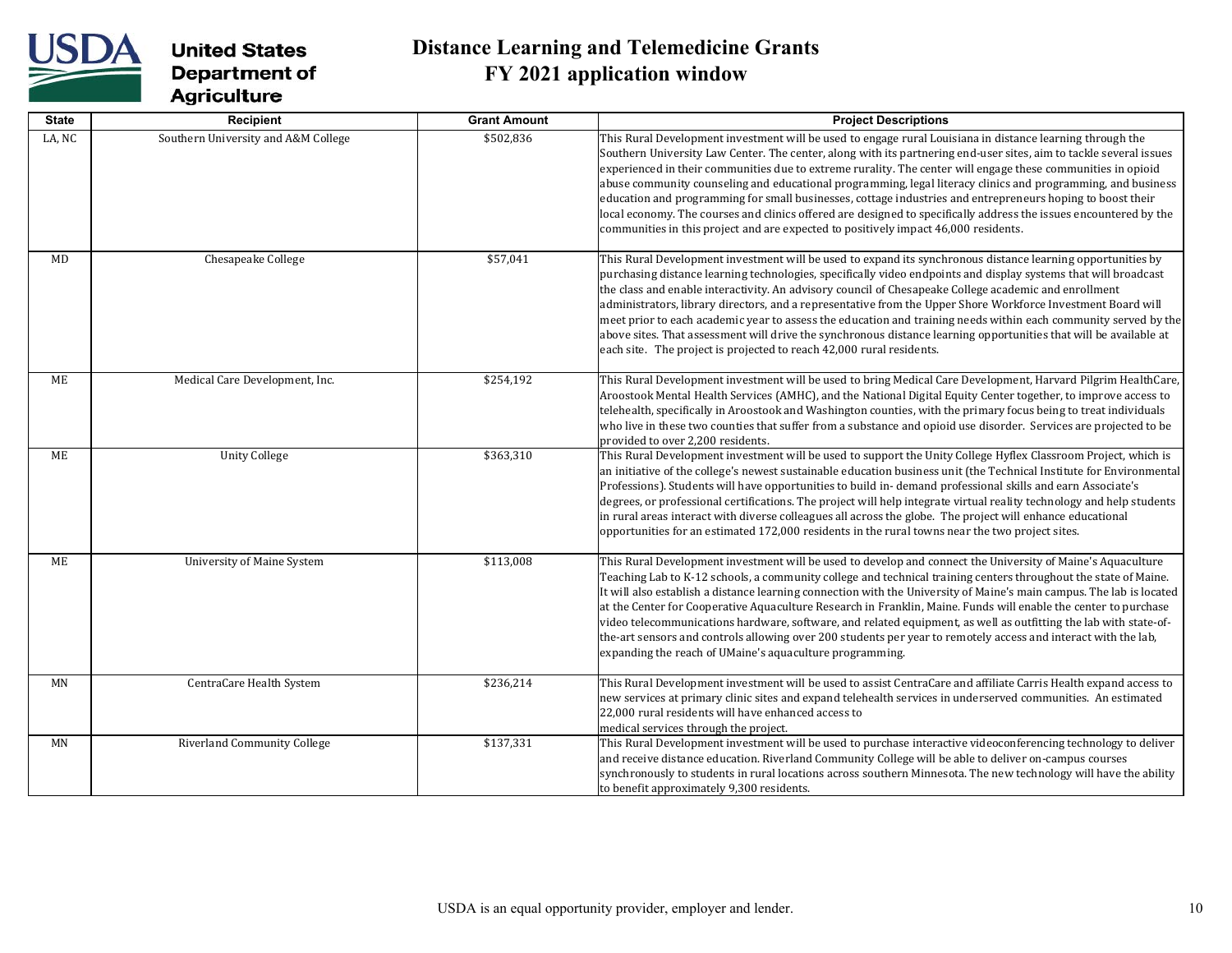# Distance Learning and Telemedicine Grants
## FY 2021 application window

| State | Recipient | Grant Amount | Project Descriptions |
|---|---|---|---|
| LA, NC | Southern University and A&M College | $502,836 | This Rural Development investment will be used to engage rural Louisiana in distance learning through the Southern University Law Center. The center, along with its partnering end-user sites, aim to tackle several issues experienced in their communities due to extreme rurality. The center will engage these communities in opioid abuse community counseling and educational programming, legal literacy clinics and programming, and business education and programming for small businesses, cottage industries and entrepreneurs hoping to boost their local economy. The courses and clinics offered are designed to specifically address the issues encountered by the communities in this project and are expected to positively impact 46,000 residents. |
| MD | Chesapeake College | $57,041 | This Rural Development investment will be used to expand its synchronous distance learning opportunities by purchasing distance learning technologies, specifically video endpoints and display systems that will broadcast the class and enable interactivity. An advisory council of Chesapeake College academic and enrollment administrators, library directors, and a representative from the Upper Shore Workforce Investment Board will meet prior to each academic year to assess the education and training needs within each community served by the above sites. That assessment will drive the synchronous distance learning opportunities that will be available at each site. The project is projected to reach 42,000 rural residents. |
| ME | Medical Care Development, Inc. | $254,192 | This Rural Development investment will be used to bring Medical Care Development, Harvard Pilgrim HealthCare, Aroostook Mental Health Services (AMHC), and the National Digital Equity Center together, to improve access to telehealth, specifically in Aroostook and Washington counties, with the primary focus being to treat individuals who live in these two counties that suffer from a substance and opioid use disorder. Services are projected to be provided to over 2,200 residents. |
| ME | Unity College | $363,310 | This Rural Development investment will be used to support the Unity College Hyflex Classroom Project, which is an initiative of the college's newest sustainable education business unit (the Technical Institute for Environmental Professions). Students will have opportunities to build in- demand professional skills and earn Associate's degrees, or professional certifications. The project will help integrate virtual reality technology and help students in rural areas interact with diverse colleagues all across the globe. The project will enhance educational opportunities for an estimated 172,000 residents in the rural towns near the two project sites. |
| ME | University of Maine System | $113,008 | This Rural Development investment will be used to develop and connect the University of Maine's Aquaculture Teaching Lab to K-12 schools, a community college and technical training centers throughout the state of Maine. It will also establish a distance learning connection with the University of Maine's main campus. The lab is located at the Center for Cooperative Aquaculture Research in Franklin, Maine. Funds will enable the center to purchase video telecommunications hardware, software, and related equipment, as well as outfitting the lab with state-of-the-art sensors and controls allowing over 200 students per year to remotely access and interact with the lab, expanding the reach of UMaine's aquaculture programming. |
| MN | CentraCare Health System | $236,214 | This Rural Development investment will be used to assist CentraCare and affiliate Carris Health expand access to new services at primary clinic sites and expand telehealth services in underserved communities. An estimated 22,000 rural residents will have enhanced access to medical services through the project. |
| MN | Riverland Community College | $137,331 | This Rural Development investment will be used to purchase interactive videoconferencing technology to deliver and receive distance education. Riverland Community College will be able to deliver on-campus courses synchronously to students in rural locations across southern Minnesota. The new technology will have the ability to benefit approximately 9,300 residents. |

USDA is an equal opportunity provider, employer and lender.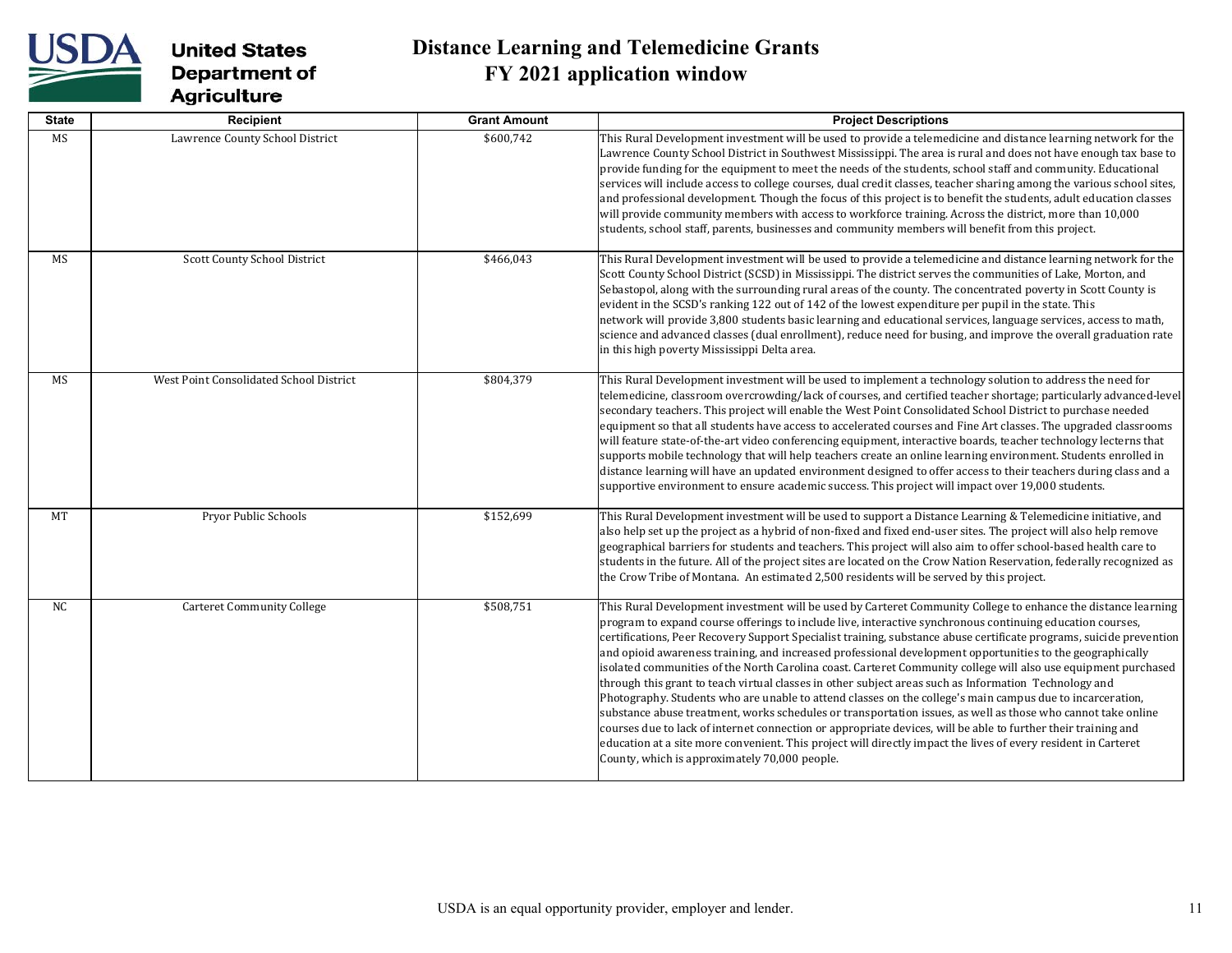# Distance Learning and Telemedicine Grants
## FY 2021 application window

| State | Recipient | Grant Amount | Project Descriptions |
|---|---|---|---|
| MS | Lawrence County School District | $600,742 | This Rural Development investment will be used to provide a telemedicine and distance learning network for the Lawrence County School District in Southwest Mississippi. The area is rural and does not have enough tax base to provide funding for the equipment to meet the needs of the students, school staff and community. Educational services will include access to college courses, dual credit classes, teacher sharing among the various school sites, and professional development. Though the focus of this project is to benefit the students, adult education classes will provide community members with access to workforce training. Across the district, more than 10,000 students, school staff, parents, businesses and community members will benefit from this project. |
| MS | Scott County School District | $466,043 | This Rural Development investment will be used to provide a telemedicine and distance learning network for the Scott County School District (SCSD) in Mississippi. The district serves the communities of Lake, Morton, and Sebastopol, along with the surrounding rural areas of the county. The concentrated poverty in Scott County is evident in the SCSD's ranking 122 out of 142 of the lowest expenditure per pupil in the state. This network will provide 3,800 students basic learning and educational services, language services, access to math, science and advanced classes (dual enrollment), reduce need for busing, and improve the overall graduation rate in this high poverty Mississippi Delta area. |
| MS | West Point Consolidated School District | $804,379 | This Rural Development investment will be used to implement a technology solution to address the need for telemedicine, classroom overcrowding/lack of courses, and certified teacher shortage; particularly advanced-level secondary teachers. This project will enable the West Point Consolidated School District to purchase needed equipment so that all students have access to accelerated courses and Fine Art classes. The upgraded classrooms will feature state-of-the-art video conferencing equipment, interactive boards, teacher technology lecterns that supports mobile technology that will help teachers create an online learning environment. Students enrolled in distance learning will have an updated environment designed to offer access to their teachers during class and a supportive environment to ensure academic success. This project will impact over 19,000 students. |
| MT | Pryor Public Schools | $152,699 | This Rural Development investment will be used to support a Distance Learning & Telemedicine initiative, and also help set up the project as a hybrid of non-fixed and fixed end-user sites. The project will also help remove geographical barriers for students and teachers. This project will also aim to offer school-based health care to students in the future. All of the project sites are located on the Crow Nation Reservation, federally recognized as the Crow Tribe of Montana. An estimated 2,500 residents will be served by this project. |
| NC | Carteret Community College | $508,751 | This Rural Development investment will be used by Carteret Community College to enhance the distance learning program to expand course offerings to include live, interactive synchronous continuing education courses, certifications, Peer Recovery Support Specialist training, substance abuse certificate programs, suicide prevention and opioid awareness training, and increased professional development opportunities to the geographically isolated communities of the North Carolina coast. Carteret Community college will also use equipment purchased through this grant to teach virtual classes in other subject areas such as Information Technology and Photography. Students who are unable to attend classes on the college's main campus due to incarceration, substance abuse treatment, works schedules or transportation issues, as well as those who cannot take online courses due to lack of internet connection or appropriate devices, will be able to further their training and education at a site more convenient. This project will directly impact the lives of every resident in Carteret County, which is approximately 70,000 people. |

USDA is an equal opportunity provider, employer and lender.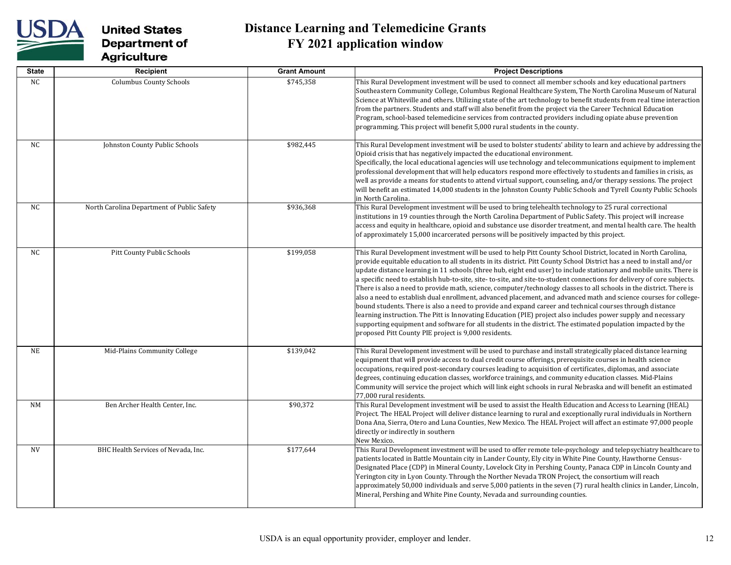# Distance Learning and Telemedicine Grants
## FY 2021 application window

| State | Recipient | Grant Amount | Project Descriptions |
|---|---|---|---|
| NC | Columbus County Schools | $745,358 | This Rural Development investment will be used to connect all member schools and key educational partners Southeastern Community College, Columbus Regional Healthcare System, The North Carolina Museum of Natural Science at Whiteville and others. Utilizing state of the art technology to benefit students from real time interaction from the partners. Students and staff will also benefit from the project via the Career Technical Education Program, school-based telemedicine services from contracted providers including opiate abuse prevention programming. This project will benefit 5,000 rural students in the county. |
| NC | Johnston County Public Schools | $982,445 | This Rural Development investment will be used to bolster students' ability to learn and achieve by addressing the Opioid crisis that has negatively impacted the educational environment. Specifically, the local educational agencies will use technology and telecommunications equipment to implement professional development that will help educators respond more effectively to students and families in crisis, as well as provide a means for students to attend virtual support, counseling, and/or therapy sessions. The project will benefit an estimated 14,000 students in the Johnston County Public Schools and Tyrell County Public Schools in North Carolina. |
| NC | North Carolina Department of Public Safety | $936,368 | This Rural Development investment will be used to bring telehealth technology to 25 rural correctional institutions in 19 counties through the North Carolina Department of Public Safety. This project will increase access and equity in healthcare, opioid and substance use disorder treatment, and mental health care. The health of approximately 15,000 incarcerated persons will be positively impacted by this project. |
| NC | Pitt County Public Schools | $199,058 | This Rural Development investment will be used to help Pitt County School District, located in North Carolina, provide equitable education to all students in its district. Pitt County School District has a need to install and/or update distance learning in 11 schools (three hub, eight end user) to include stationary and mobile units. There is a specific need to establish hub-to-site, site- to-site, and site-to-student connections for delivery of core subjects. There is also a need to provide math, science, computer/technology classes to all schools in the district. There is also a need to establish dual enrollment, advanced placement, and advanced math and science courses for college-bound students. There is also a need to provide and expand career and technical courses through distance learning instruction. The Pitt is Innovating Education (PIE) project also includes power supply and necessary supporting equipment and software for all students in the district. The estimated population impacted by the proposed Pitt County PIE project is 9,000 residents. |
| NE | Mid-Plains Community College | $139,042 | This Rural Development investment will be used to purchase and install strategically placed distance learning equipment that will provide access to dual credit course offerings, prerequisite courses in health science occupations, required post-secondary courses leading to acquisition of certificates, diplomas, and associate degrees, continuing education classes, workforce trainings, and community education classes. Mid-Plains Community will service the project which will link eight schools in rural Nebraska and will benefit an estimated 77,000 rural residents. |
| NM | Ben Archer Health Center, Inc. | $90,372 | This Rural Development investment will be used to assist the Health Education and Access to Learning (HEAL) Project. The HEAL Project will deliver distance learning to rural and exceptionally rural individuals in Northern Dona Ana, Sierra, Otero and Luna Counties, New Mexico. The HEAL Project will affect an estimate 97,000 people directly or indirectly in southern New Mexico. |
| NV | BHC Health Services of Nevada, Inc. | $177,644 | This Rural Development investment will be used to offer remote tele-psychology and telepsychiatry healthcare to patients located in Battle Mountain city in Lander County, Ely city in White Pine County, Hawthorne Census-Designated Place (CDP) in Mineral County, Lovelock City in Pershing County, Panaca CDP in Lincoln County and Yerington city in Lyon County. Through the Norther Nevada TRON Project, the consortium will reach approximately 50,000 individuals and serve 5,000 patients in the seven (7) rural health clinics in Lander, Lincoln, Mineral, Pershing and White Pine County, Nevada and surrounding counties. |

USDA is an equal opportunity provider, employer and lender.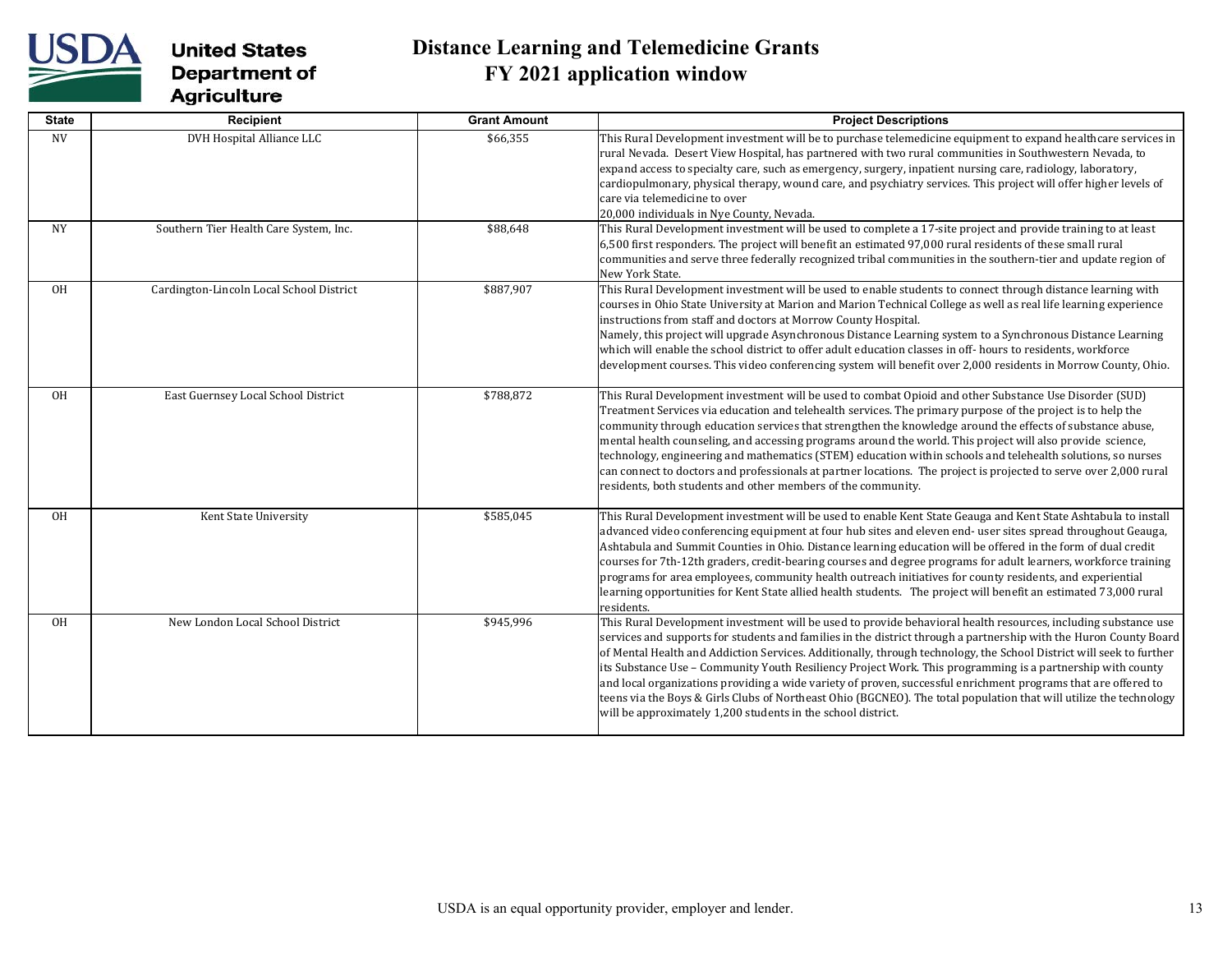# Distance Learning and Telemedicine Grants
## FY 2021 application window

| State | Recipient | Grant Amount | Project Descriptions |
|---|---|---|---|
| NV | DVH Hospital Alliance LLC | $66,355 | This Rural Development investment will be to purchase telemedicine equipment to expand healthcare services in rural Nevada. Desert View Hospital, has partnered with two rural communities in Southwestern Nevada, to expand access to specialty care, such as emergency, surgery, inpatient nursing care, radiology, laboratory, cardiopulmonary, physical therapy, wound care, and psychiatry services. This project will offer higher levels of care via telemedicine to over 20,000 individuals in Nye County, Nevada. |
| NY | Southern Tier Health Care System, Inc. | $88,648 | This Rural Development investment will be used to complete a 17-site project and provide training to at least 6,500 first responders. The project will benefit an estimated 97,000 rural residents of these small rural communities and serve three federally recognized tribal communities in the southern-tier and update region of New York State. |
| OH | Cardington-Lincoln Local School District | $887,907 | This Rural Development investment will be used to enable students to connect through distance learning with courses in Ohio State University at Marion and Marion Technical College as well as real life learning experience instructions from staff and doctors at Morrow County Hospital. Namely, this project will upgrade Asynchronous Distance Learning system to a Synchronous Distance Learning which will enable the school district to offer adult education classes in off- hours to residents, workforce development courses. This video conferencing system will benefit over 2,000 residents in Morrow County, Ohio. |
| OH | East Guernsey Local School District | $788,872 | This Rural Development investment will be used to combat Opioid and other Substance Use Disorder (SUD) Treatment Services via education and telehealth services. The primary purpose of the project is to help the community through education services that strengthen the knowledge around the effects of substance abuse, mental health counseling, and accessing programs around the world. This project will also provide science, technology, engineering and mathematics (STEM) education within schools and telehealth solutions, so nurses can connect to doctors and professionals at partner locations. The project is projected to serve over 2,000 rural residents, both students and other members of the community. |
| OH | Kent State University | $585,045 | This Rural Development investment will be used to enable Kent State Geauga and Kent State Ashtabula to install advanced video conferencing equipment at four hub sites and eleven end- user sites spread throughout Geauga, Ashtabula and Summit Counties in Ohio. Distance learning education will be offered in the form of dual credit courses for 7th-12th graders, credit-bearing courses and degree programs for adult learners, workforce training programs for area employees, community health outreach initiatives for county residents, and experiential learning opportunities for Kent State allied health students. The project will benefit an estimated 73,000 rural residents. |
| OH | New London Local School District | $945,996 | This Rural Development investment will be used to provide behavioral health resources, including substance use services and supports for students and families in the district through a partnership with the Huron County Board of Mental Health and Addiction Services. Additionally, through technology, the School District will seek to further its Substance Use – Community Youth Resiliency Project Work. This programming is a partnership with county and local organizations providing a wide variety of proven, successful enrichment programs that are offered to teens via the Boys & Girls Clubs of Northeast Ohio (BGCNEO). The total population that will utilize the technology will be approximately 1,200 students in the school district. |

USDA is an equal opportunity provider, employer and lender.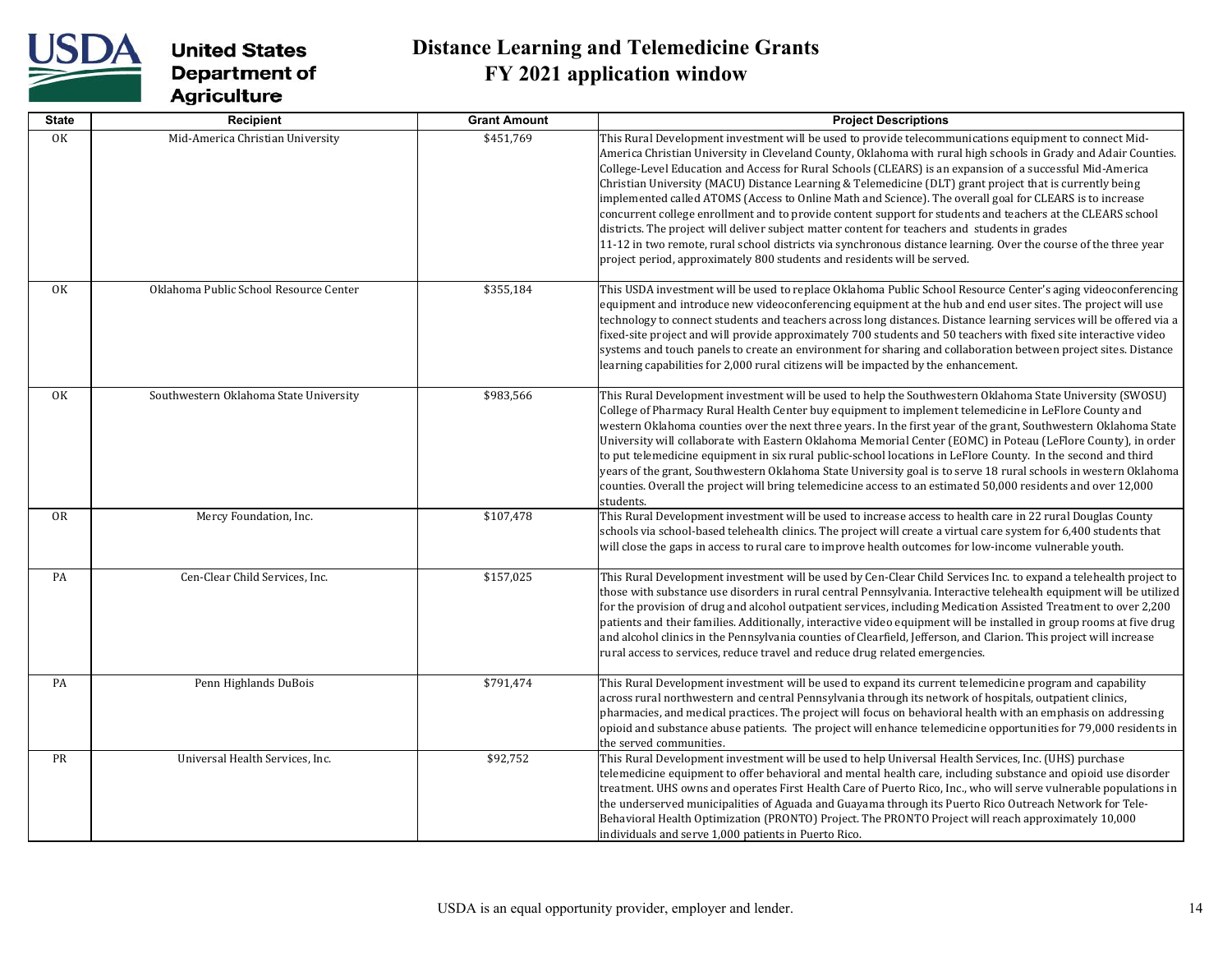# Distance Learning and Telemedicine Grants FY 2021 application window

| State | Recipient | Grant Amount | Project Descriptions |
|---|---|---|---|
| OK | Mid-America Christian University | $451,769 | This Rural Development investment will be used to provide telecommunications equipment to connect Mid-America Christian University in Cleveland County, Oklahoma with rural high schools in Grady and Adair Counties. College-Level Education and Access for Rural Schools (CLEARS) is an expansion of a successful Mid-America Christian University (MACU) Distance Learning & Telemedicine (DLT) grant project that is currently being implemented called ATOMS (Access to Online Math and Science). The overall goal for CLEARS is to increase concurrent college enrollment and to provide content support for students and teachers at the CLEARS school districts. The project will deliver subject matter content for teachers and students in grades 11-12 in two remote, rural school districts via synchronous distance learning. Over the course of the three year project period, approximately 800 students and residents will be served. |
| OK | Oklahoma Public School Resource Center | $355,184 | This USDA investment will be used to replace Oklahoma Public School Resource Center's aging videoconferencing equipment and introduce new videoconferencing equipment at the hub and end user sites. The project will use technology to connect students and teachers across long distances. Distance learning services will be offered via a fixed-site project and will provide approximately 700 students and 50 teachers with fixed site interactive video systems and touch panels to create an environment for sharing and collaboration between project sites. Distance learning capabilities for 2,000 rural citizens will be impacted by the enhancement. |
| OK | Southwestern Oklahoma State University | $983,566 | This Rural Development investment will be used to help the Southwestern Oklahoma State University (SWOSU) College of Pharmacy Rural Health Center buy equipment to implement telemedicine in LeFlore County and western Oklahoma counties over the next three years. In the first year of the grant, Southwestern Oklahoma State University will collaborate with Eastern Oklahoma Memorial Center (EOMC) in Poteau (LeFlore County), in order to put telemedicine equipment in six rural public-school locations in LeFlore County. In the second and third years of the grant, Southwestern Oklahoma State University goal is to serve 18 rural schools in western Oklahoma counties. Overall the project will bring telemedicine access to an estimated 50,000 residents and over 12,000 students. |
| OR | Mercy Foundation, Inc. | $107,478 | This Rural Development investment will be used to increase access to health care in 22 rural Douglas County schools via school-based telehealth clinics. The project will create a virtual care system for 6,400 students that will close the gaps in access to rural care to improve health outcomes for low-income vulnerable youth. |
| PA | Cen-Clear Child Services, Inc. | $157,025 | This Rural Development investment will be used by Cen-Clear Child Services Inc. to expand a telehealth project to those with substance use disorders in rural central Pennsylvania. Interactive telehealth equipment will be utilized for the provision of drug and alcohol outpatient services, including Medication Assisted Treatment to over 2,200 patients and their families. Additionally, interactive video equipment will be installed in group rooms at five drug and alcohol clinics in the Pennsylvania counties of Clearfield, Jefferson, and Clarion. This project will increase rural access to services, reduce travel and reduce drug related emergencies. |
| PA | Penn Highlands DuBois | $791,474 | This Rural Development investment will be used to expand its current telemedicine program and capability across rural northwestern and central Pennsylvania through its network of hospitals, outpatient clinics, pharmacies, and medical practices. The project will focus on behavioral health with an emphasis on addressing opioid and substance abuse patients. The project will enhance telemedicine opportunities for 79,000 residents in the served communities. |
| PR | Universal Health Services, Inc. | $92,752 | This Rural Development investment will be used to help Universal Health Services, Inc. (UHS) purchase telemedicine equipment to offer behavioral and mental health care, including substance and opioid use disorder treatment. UHS owns and operates First Health Care of Puerto Rico, Inc., who will serve vulnerable populations in the underserved municipalities of Aguada and Guayama through its Puerto Rico Outreach Network for Tele-Behavioral Health Optimization (PRONTO) Project. The PRONTO Project will reach approximately 10,000 individuals and serve 1,000 patients in Puerto Rico. |

USDA is an equal opportunity provider, employer and lender.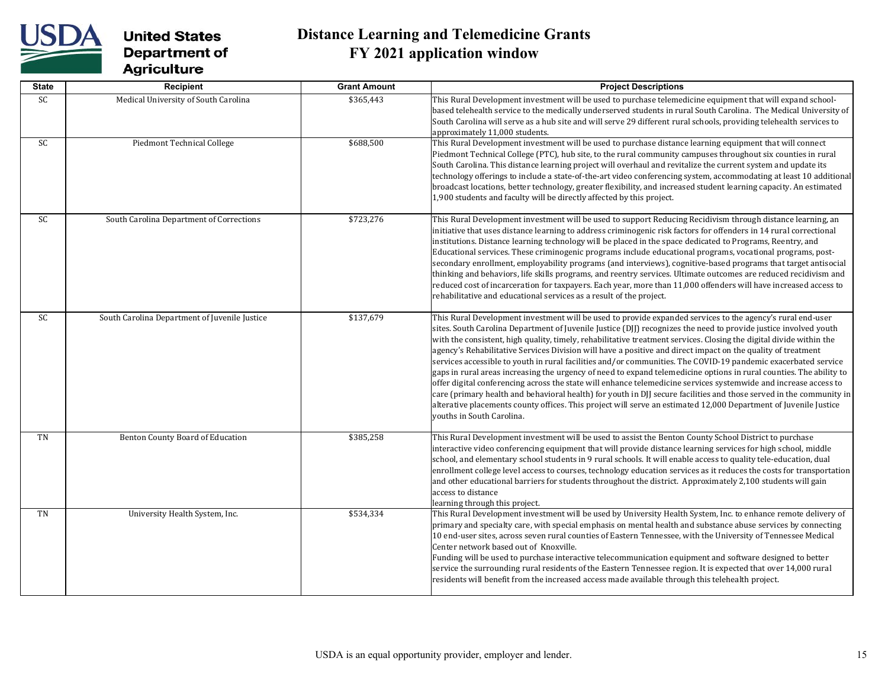# Distance Learning and Telemedicine Grants
## FY 2021 application window

| State | Recipient | Grant Amount | Project Descriptions |
|---|---|---|---|
| SC | Medical University of South Carolina | $365,443 | This Rural Development investment will be used to purchase telemedicine equipment that will expand school-based telehealth service to the medically underserved students in rural South Carolina. The Medical University of South Carolina will serve as a hub site and will serve 29 different rural schools, providing telehealth services to approximately 11,000 students. |
| SC | Piedmont Technical College | $688,500 | This Rural Development investment will be used to purchase distance learning equipment that will connect Piedmont Technical College (PTC), hub site, to the rural community campuses throughout six counties in rural South Carolina. This distance learning project will overhaul and revitalize the current system and update its technology offerings to include a state-of-the-art video conferencing system, accommodating at least 10 additional broadcast locations, better technology, greater flexibility, and increased student learning capacity. An estimated 1,900 students and faculty will be directly affected by this project. |
| SC | South Carolina Department of Corrections | $723,276 | This Rural Development investment will be used to support Reducing Recidivism through distance learning, an initiative that uses distance learning to address criminogenic risk factors for offenders in 14 rural correctional institutions. Distance learning technology will be placed in the space dedicated to Programs, Reentry, and Educational services. These criminogenic programs include educational programs, vocational programs, post-secondary enrollment, employability programs (and interviews), cognitive-based programs that target antisocial thinking and behaviors, life skills programs, and reentry services. Ultimate outcomes are reduced recidivism and reduced cost of incarceration for taxpayers. Each year, more than 11,000 offenders will have increased access to rehabilitative and educational services as a result of the project. |
| SC | South Carolina Department of Juvenile Justice | $137,679 | This Rural Development investment will be used to provide expanded services to the agency's rural end-user sites. South Carolina Department of Juvenile Justice (DJJ) recognizes the need to provide justice involved youth with the consistent, high quality, timely, rehabilitative treatment services. Closing the digital divide within the agency's Rehabilitative Services Division will have a positive and direct impact on the quality of treatment services accessible to youth in rural facilities and/or communities. The COVID-19 pandemic exacerbated service gaps in rural areas increasing the urgency of need to expand telemedicine options in rural counties. The ability to offer digital conferencing across the state will enhance telemedicine services systemwide and increase access to care (primary health and behavioral health) for youth in DJJ secure facilities and those served in the community in alterative placements county offices. This project will serve an estimated 12,000 Department of Juvenile Justice youths in South Carolina. |
| TN | Benton County Board of Education | $385,258 | This Rural Development investment will be used to assist the Benton County School District to purchase interactive video conferencing equipment that will provide distance learning services for high school, middle school, and elementary school students in 9 rural schools. It will enable access to quality tele-education, dual enrollment college level access to courses, technology education services as it reduces the costs for transportation and other educational barriers for students throughout the district. Approximately 2,100 students will gain access to distance learning through this project. |
| TN | University Health System, Inc. | $534,334 | This Rural Development investment will be used by University Health System, Inc. to enhance remote delivery of primary and specialty care, with special emphasis on mental health and substance abuse services by connecting 10 end-user sites, across seven rural counties of Eastern Tennessee, with the University of Tennessee Medical Center network based out of Knoxville. Funding will be used to purchase interactive telecommunication equipment and software designed to better service the surrounding rural residents of the Eastern Tennessee region. It is expected that over 14,000 rural residents will benefit from the increased access made available through this telehealth project. |

USDA is an equal opportunity provider, employer and lender.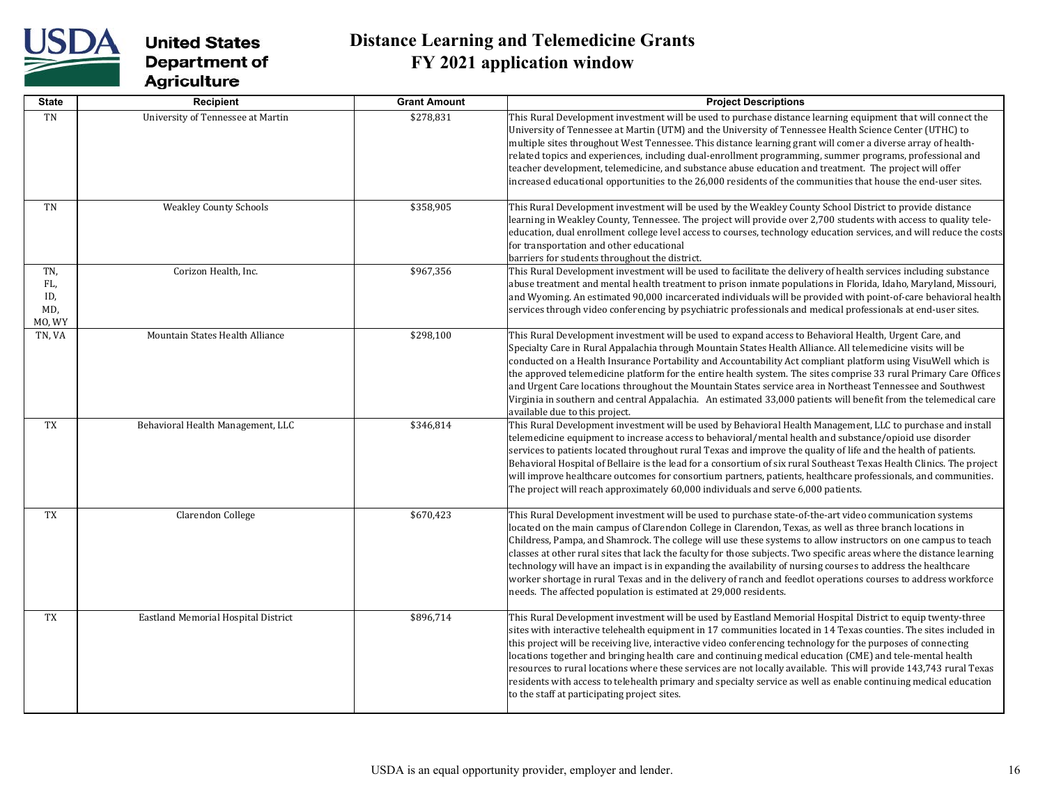# Distance Learning and Telemedicine Grants
## FY 2021 application window

| State | Recipient | Grant Amount | Project Descriptions |
|---|---|---|---|
| TN | University of Tennessee at Martin | $278,831 | This Rural Development investment will be used to purchase distance learning equipment that will connect the University of Tennessee at Martin (UTM) and the University of Tennessee Health Science Center (UTHC) to multiple sites throughout West Tennessee. This distance learning grant will comer a diverse array of health-related topics and experiences, including dual-enrollment programming, summer programs, professional and teacher development, telemedicine, and substance abuse education and treatment. The project will offer increased educational opportunities to the 26,000 residents of the communities that house the end-user sites. |
| TN | Weakley County Schools | $358,905 | This Rural Development investment will be used by the Weakley County School District to provide distance learning in Weakley County, Tennessee. The project will provide over 2,700 students with access to quality tele-education, dual enrollment college level access to courses, technology education services, and will reduce the costs for transportation and other educational barriers for students throughout the district. |
| TN, FL, ID, MD, MO, WY | Corizon Health, Inc. | $967,356 | This Rural Development investment will be used to facilitate the delivery of health services including substance abuse treatment and mental health treatment to prison inmate populations in Florida, Idaho, Maryland, Missouri, and Wyoming. An estimated 90,000 incarcerated individuals will be provided with point-of-care behavioral health services through video conferencing by psychiatric professionals and medical professionals at end-user sites. |
| TN, VA | Mountain States Health Alliance | $298,100 | This Rural Development investment will be used to expand access to Behavioral Health, Urgent Care, and Specialty Care in Rural Appalachia through Mountain States Health Alliance. All telemedicine visits will be conducted on a Health Insurance Portability and Accountability Act compliant platform using VisuWell which is the approved telemedicine platform for the entire health system. The sites comprise 33 rural Primary Care Offices and Urgent Care locations throughout the Mountain States service area in Northeast Tennessee and Southwest Virginia in southern and central Appalachia. An estimated 33,000 patients will benefit from the telemedical care available due to this project. |
| TX | Behavioral Health Management, LLC | $346,814 | This Rural Development investment will be used by Behavioral Health Management, LLC to purchase and install telemedicine equipment to increase access to behavioral/mental health and substance/opioid use disorder services to patients located throughout rural Texas and improve the quality of life and the health of patients. Behavioral Hospital of Bellaire is the lead for a consortium of six rural Southeast Texas Health Clinics. The project will improve healthcare outcomes for consortium partners, patients, healthcare professionals, and communities. The project will reach approximately 60,000 individuals and serve 6,000 patients. |
| TX | Clarendon College | $670,423 | This Rural Development investment will be used to purchase state-of-the-art video communication systems located on the main campus of Clarendon College in Clarendon, Texas, as well as three branch locations in Childress, Pampa, and Shamrock. The college will use these systems to allow instructors on one campus to teach classes at other rural sites that lack the faculty for those subjects. Two specific areas where the distance learning technology will have an impact is in expanding the availability of nursing courses to address the healthcare worker shortage in rural Texas and in the delivery of ranch and feedlot operations courses to address workforce needs. The affected population is estimated at 29,000 residents. |
| TX | Eastland Memorial Hospital District | $896,714 | This Rural Development investment will be used by Eastland Memorial Hospital District to equip twenty-three sites with interactive telehealth equipment in 17 communities located in 14 Texas counties. The sites included in this project will be receiving live, interactive video conferencing technology for the purposes of connecting locations together and bringing health care and continuing medical education (CME) and tele-mental health resources to rural locations where these services are not locally available. This will provide 143,743 rural Texas residents with access to telehealth primary and specialty service as well as enable continuing medical education to the staff at participating project sites. |

USDA is an equal opportunity provider, employer and lender.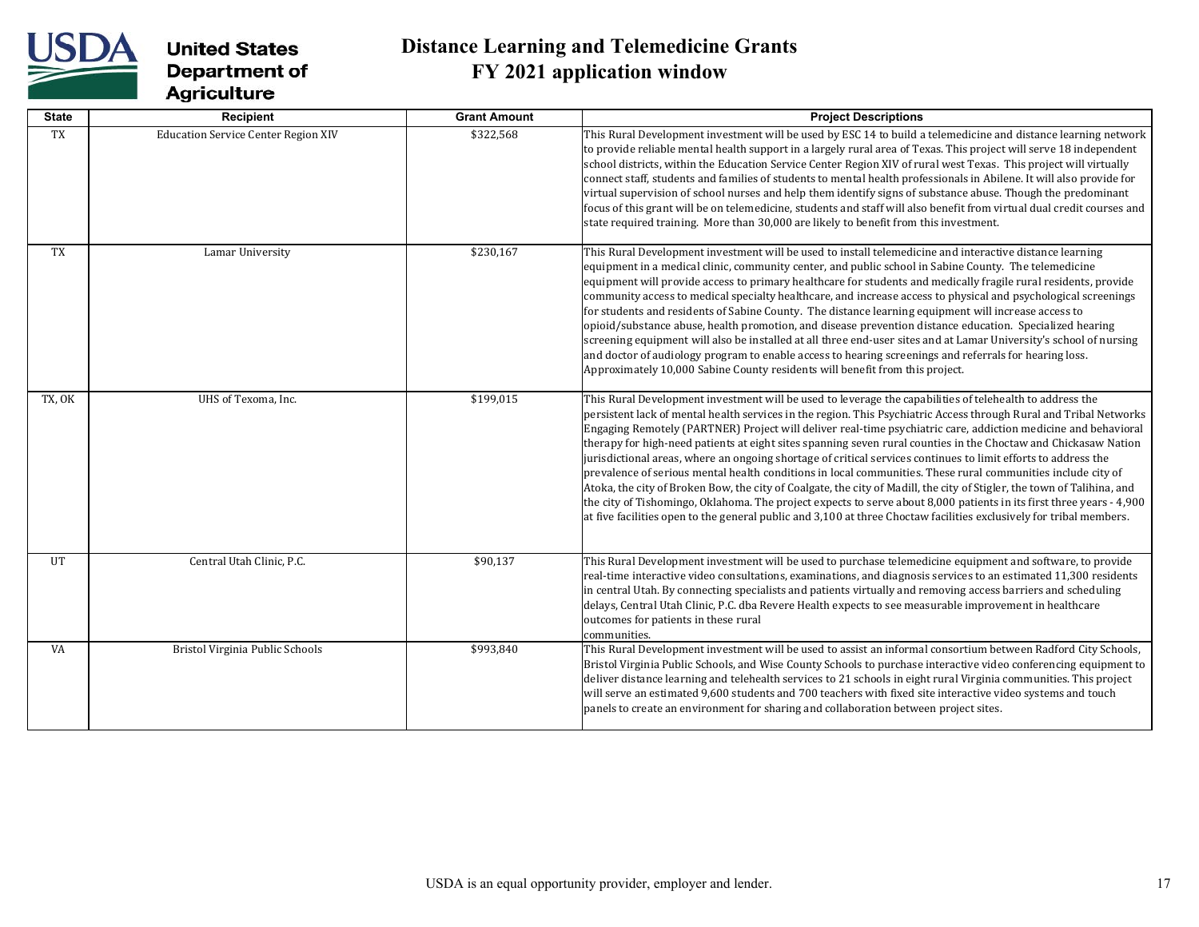# Distance Learning and Telemedicine Grants
## FY 2021 application window

| State | Recipient | Grant Amount | Project Descriptions |
|---|---|---|---|
| TX | Education Service Center Region XIV | $322,568 | This Rural Development investment will be used by ESC 14 to build a telemedicine and distance learning network to provide reliable mental health support in a largely rural area of Texas. This project will serve 18 independent school districts, within the Education Service Center Region XIV of rural west Texas. This project will virtually connect staff, students and families of students to mental health professionals in Abilene. It will also provide for virtual supervision of school nurses and help them identify signs of substance abuse. Though the predominant focus of this grant will be on telemedicine, students and staff will also benefit from virtual dual credit courses and state required training. More than 30,000 are likely to benefit from this investment. |
| TX | Lamar University | $230,167 | This Rural Development investment will be used to install telemedicine and interactive distance learning equipment in a medical clinic, community center, and public school in Sabine County. The telemedicine equipment will provide access to primary healthcare for students and medically fragile rural residents, provide community access to medical specialty healthcare, and increase access to physical and psychological screenings for students and residents of Sabine County. The distance learning equipment will increase access to opioid/substance abuse, health promotion, and disease prevention distance education. Specialized hearing screening equipment will also be installed at all three end-user sites and at Lamar University's school of nursing and doctor of audiology program to enable access to hearing screenings and referrals for hearing loss. Approximately 10,000 Sabine County residents will benefit from this project. |
| TX, OK | UHS of Texoma, Inc. | $199,015 | This Rural Development investment will be used to leverage the capabilities of telehealth to address the persistent lack of mental health services in the region. This Psychiatric Access through Rural and Tribal Networks Engaging Remotely (PARTNER) Project will deliver real-time psychiatric care, addiction medicine and behavioral therapy for high-need patients at eight sites spanning seven rural counties in the Choctaw and Chickasaw Nation jurisdictional areas, where an ongoing shortage of critical services continues to limit efforts to address the prevalence of serious mental health conditions in local communities. These rural communities include city of Atoka, the city of Broken Bow, the city of Coalgate, the city of Madill, the city of Stigler, the town of Talihina, and the city of Tishomingo, Oklahoma. The project expects to serve about 8,000 patients in its first three years - 4,900 at five facilities open to the general public and 3,100 at three Choctaw facilities exclusively for tribal members. |
| UT | Central Utah Clinic, P.C. | $90,137 | This Rural Development investment will be used to purchase telemedicine equipment and software, to provide real-time interactive video consultations, examinations, and diagnosis services to an estimated 11,300 residents in central Utah. By connecting specialists and patients virtually and removing access barriers and scheduling delays, Central Utah Clinic, P.C. dba Revere Health expects to see measurable improvement in healthcare outcomes for patients in these rural communities. |
| VA | Bristol Virginia Public Schools | $993,840 | This Rural Development investment will be used to assist an informal consortium between Radford City Schools, Bristol Virginia Public Schools, and Wise County Schools to purchase interactive video conferencing equipment to deliver distance learning and telehealth services to 21 schools in eight rural Virginia communities. This project will serve an estimated 9,600 students and 700 teachers with fixed site interactive video systems and touch panels to create an environment for sharing and collaboration between project sites. |

USDA is an equal opportunity provider, employer and lender.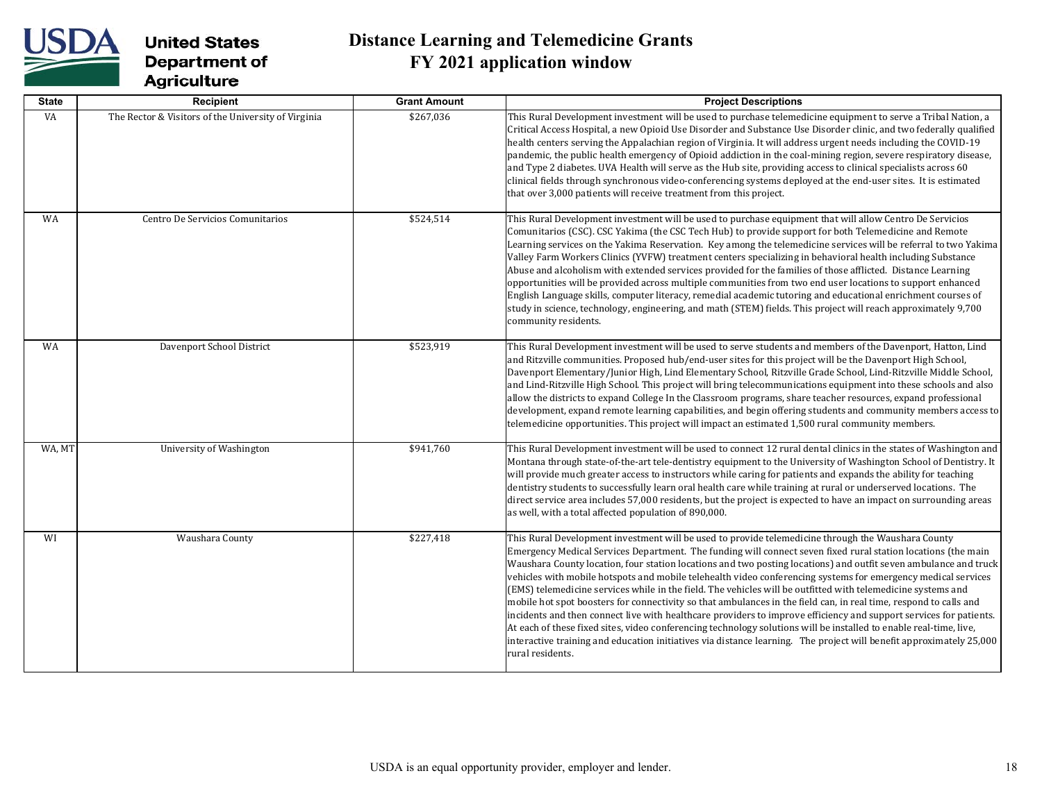# Distance Learning and Telemedicine Grants
## FY 2021 application window

| State | Recipient | Grant Amount | Project Descriptions |
|---|---|---|---|
| VA | The Rector & Visitors of the University of Virginia | $267,036 | This Rural Development investment will be used to purchase telemedicine equipment to serve a Tribal Nation, a Critical Access Hospital, a new Opioid Use Disorder and Substance Use Disorder clinic, and two federally qualified health centers serving the Appalachian region of Virginia. It will address urgent needs including the COVID-19 pandemic, the public health emergency of Opioid addiction in the coal-mining region, severe respiratory disease, and Type 2 diabetes. UVA Health will serve as the Hub site, providing access to clinical specialists across 60 clinical fields through synchronous video-conferencing systems deployed at the end-user sites. It is estimated that over 3,000 patients will receive treatment from this project. |
| WA | Centro De Servicios Comunitarios | $524,514 | This Rural Development investment will be used to purchase equipment that will allow Centro De Servicios Comunitarios (CSC). CSC Yakima (the CSC Tech Hub) to provide support for both Telemedicine and Remote Learning services on the Yakima Reservation. Key among the telemedicine services will be referral to two Yakima Valley Farm Workers Clinics (YVFW) treatment centers specializing in behavioral health including Substance Abuse and alcoholism with extended services provided for the families of those afflicted. Distance Learning opportunities will be provided across multiple communities from two end user locations to support enhanced English Language skills, computer literacy, remedial academic tutoring and educational enrichment courses of study in science, technology, engineering, and math (STEM) fields. This project will reach approximately 9,700 community residents. |
| WA | Davenport School District | $523,919 | This Rural Development investment will be used to serve students and members of the Davenport, Hatton, Lind and Ritzville communities. Proposed hub/end-user sites for this project will be the Davenport High School, Davenport Elementary/Junior High, Lind Elementary School, Ritzville Grade School, Lind-Ritzville Middle School, and Lind-Ritzville High School. This project will bring telecommunications equipment into these schools and also allow the districts to expand College In the Classroom programs, share teacher resources, expand professional development, expand remote learning capabilities, and begin offering students and community members access to telemedicine opportunities. This project will impact an estimated 1,500 rural community members. |
| WA, MT | University of Washington | $941,760 | This Rural Development investment will be used to connect 12 rural dental clinics in the states of Washington and Montana through state-of-the-art tele-dentistry equipment to the University of Washington School of Dentistry. It will provide much greater access to instructors while caring for patients and expands the ability for teaching dentistry students to successfully learn oral health care while training at rural or underserved locations. The direct service area includes 57,000 residents, but the project is expected to have an impact on surrounding areas as well, with a total affected population of 890,000. |
| WI | Waushara County | $227,418 | This Rural Development investment will be used to provide telemedicine through the Waushara County Emergency Medical Services Department. The funding will connect seven fixed rural station locations (the main Waushara County location, four station locations and two posting locations) and outfit seven ambulance and truck vehicles with mobile hotspots and mobile telehealth video conferencing systems for emergency medical services (EMS) telemedicine services while in the field. The vehicles will be outfitted with telemedicine systems and mobile hot spot boosters for connectivity so that ambulances in the field can, in real time, respond to calls and incidents and then connect live with healthcare providers to improve efficiency and support services for patients. At each of these fixed sites, video conferencing technology solutions will be installed to enable real-time, live, interactive training and education initiatives via distance learning. The project will benefit approximately 25,000 rural residents. |

USDA is an equal opportunity provider, employer and lender.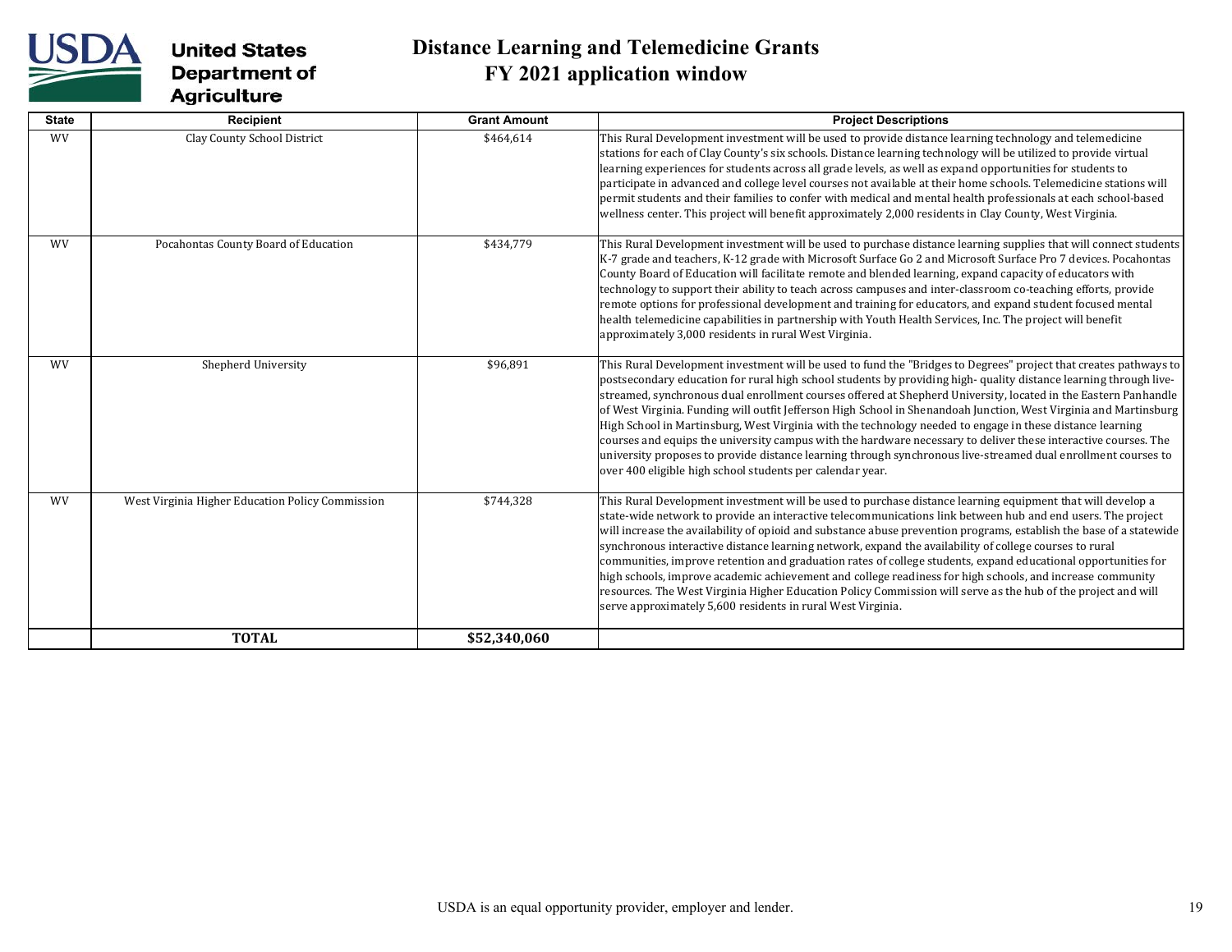# Distance Learning and Telemedicine Grants FY 2021 application window

| State | Recipient | Grant Amount | Project Descriptions |
|---|---|---|---|
| WV | Clay County School District | $464,614 | This Rural Development investment will be used to provide distance learning technology and telemedicine stations for each of Clay County's six schools. Distance learning technology will be utilized to provide virtual learning experiences for students across all grade levels, as well as expand opportunities for students to participate in advanced and college level courses not available at their home schools. Telemedicine stations will permit students and their families to confer with medical and mental health professionals at each school-based wellness center. This project will benefit approximately 2,000 residents in Clay County, West Virginia. |
| WV | Pocahontas County Board of Education | $434,779 | This Rural Development investment will be used to purchase distance learning supplies that will connect students K-7 grade and teachers, K-12 grade with Microsoft Surface Go 2 and Microsoft Surface Pro 7 devices. Pocahontas County Board of Education will facilitate remote and blended learning, expand capacity of educators with technology to support their ability to teach across campuses and inter-classroom co-teaching efforts, provide remote options for professional development and training for educators, and expand student focused mental health telemedicine capabilities in partnership with Youth Health Services, Inc. The project will benefit approximately 3,000 residents in rural West Virginia. |
| WV | Shepherd University | $96,891 | This Rural Development investment will be used to fund the "Bridges to Degrees" project that creates pathways to postsecondary education for rural high school students by providing high- quality distance learning through live-streamed, synchronous dual enrollment courses offered at Shepherd University, located in the Eastern Panhandle of West Virginia. Funding will outfit Jefferson High School in Shenandoah Junction, West Virginia and Martinsburg High School in Martinsburg, West Virginia with the technology needed to engage in these distance learning courses and equips the university campus with the hardware necessary to deliver these interactive courses. The university proposes to provide distance learning through synchronous live-streamed dual enrollment courses to over 400 eligible high school students per calendar year. |
| WV | West Virginia Higher Education Policy Commission | $744,328 | This Rural Development investment will be used to purchase distance learning equipment that will develop a state-wide network to provide an interactive telecommunications link between hub and end users. The project will increase the availability of opioid and substance abuse prevention programs, establish the base of a statewide synchronous interactive distance learning network, expand the availability of college courses to rural communities, improve retention and graduation rates of college students, expand educational opportunities for high schools, improve academic achievement and college readiness for high schools, and increase community resources. The West Virginia Higher Education Policy Commission will serve as the hub of the project and will serve approximately 5,600 residents in rural West Virginia. |
| | **TOTAL** | **$52,340,060** | |

USDA is an equal opportunity provider, employer and lender.